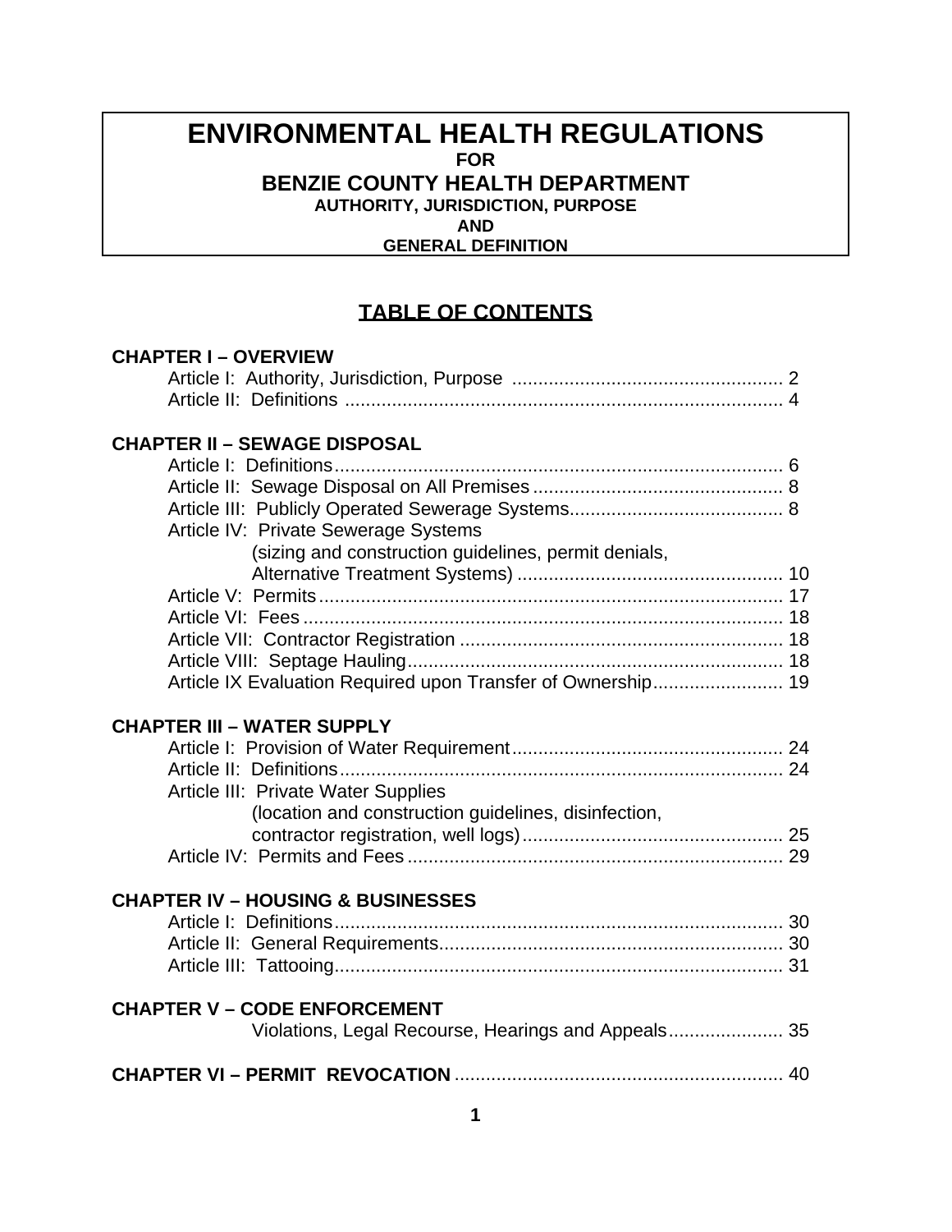# ENVIRONMENTAL HEALTH REGULATIONS

**FOR**

## BENZIE COUNTY HEALTH DEPARTMENT

**AUTHORITY, JURISDICTION, PURPOSE**

**AND**

**GENERAL DEFINITION**

## TABLE OF CONTENTS

**CHAPTER I – OVERVIEW**

- Article I: Authority, Jurisdiction, Purpose .................................................... 2
- Article II: Definitions .................................................................................... 4

**CHAPTER II – SEWAGE DISPOSAL**

- Article I: Definitions ...................................................................................... 6
- Article II: Sewage Disposal on All Premises ................................................ 8
- Article III: Publicly Operated Sewerage Systems......................................... 8
- Article IV: Private Sewerage Systems
  (sizing and construction guidelines, permit denials,
  Alternative Treatment Systems) ................................................... 10
- Article V: Permits ......................................................................................... 17
- Article VI: Fees ............................................................................................ 18
- Article VII: Contractor Registration .............................................................. 18
- Article VIII: Septage Hauling ........................................................................ 18
- Article IX Evaluation Required upon Transfer of Ownership......................... 19

**CHAPTER III – WATER SUPPLY**

- Article I: Provision of Water Requirement .................................................... 24
- Article II: Definitions ..................................................................................... 24
- Article III: Private Water Supplies
  (location and construction guidelines, disinfection,
  contractor registration, well logs) .................................................. 25
- Article IV: Permits and Fees ......................................................................... 29

**CHAPTER IV – HOUSING & BUSINESSES**

- Article I: Definitions ...................................................................................... 30
- Article II: General Requirements.................................................................. 30
- Article III: Tattooing...................................................................................... 31

**CHAPTER V – CODE ENFORCEMENT**

- Violations, Legal Recourse, Hearings and Appeals...................... 35

**CHAPTER VI – PERMIT REVOCATION** ............................................................... 40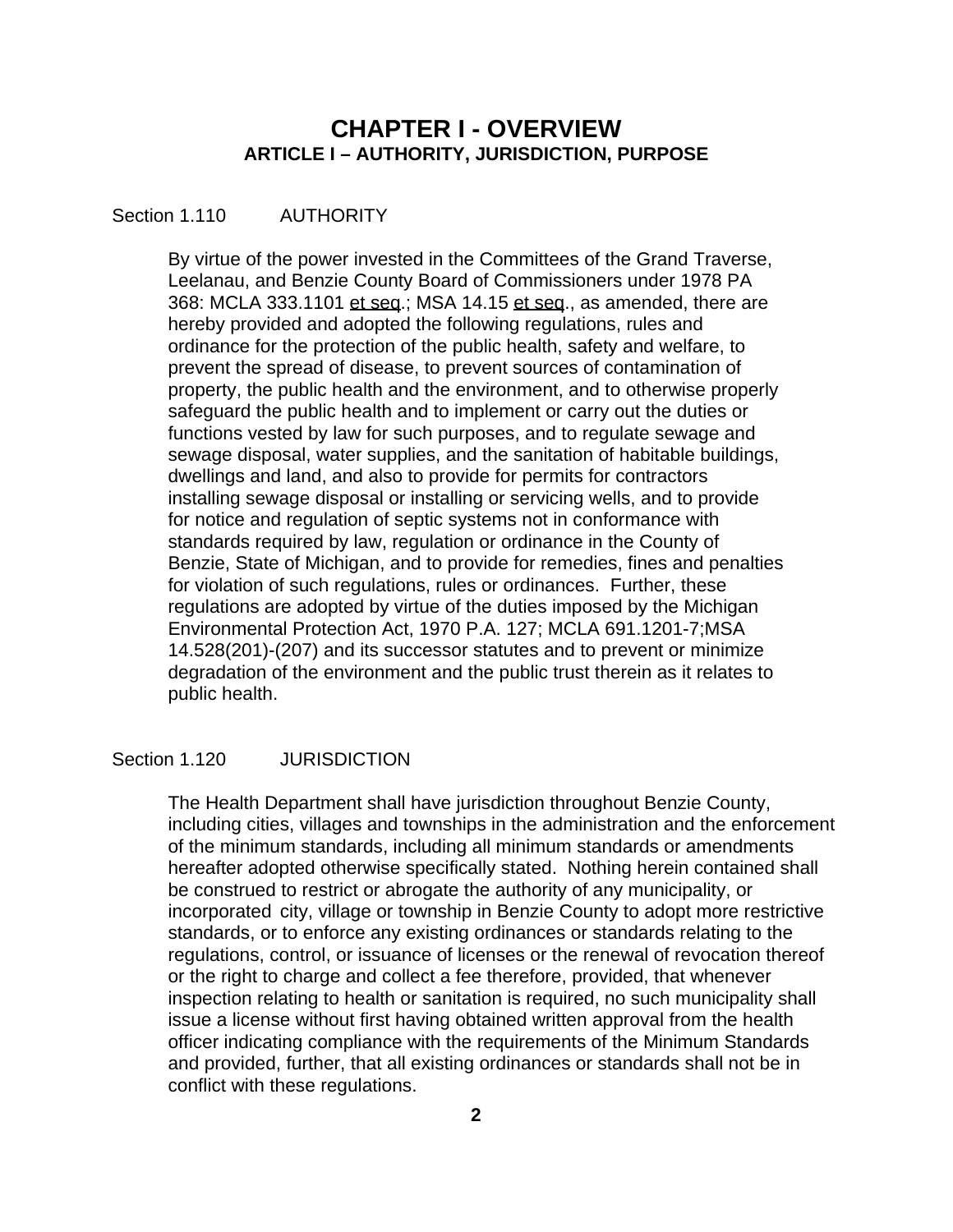# CHAPTER I - OVERVIEW

## ARTICLE I – AUTHORITY, JURISDICTION, PURPOSE

Section 1.110 AUTHORITY

By virtue of the power invested in the Committees of the Grand Traverse, Leelanau, and Benzie County Board of Commissioners under 1978 PA 368: MCLA 333.1101 et seq.; MSA 14.15 et seq., as amended, there are hereby provided and adopted the following regulations, rules and ordinance for the protection of the public health, safety and welfare, to prevent the spread of disease, to prevent sources of contamination of property, the public health and the environment, and to otherwise properly safeguard the public health and to implement or carry out the duties or functions vested by law for such purposes, and to regulate sewage and sewage disposal, water supplies, and the sanitation of habitable buildings, dwellings and land, and also to provide for permits for contractors installing sewage disposal or installing or servicing wells, and to provide for notice and regulation of septic systems not in conformance with standards required by law, regulation or ordinance in the County of Benzie, State of Michigan, and to provide for remedies, fines and penalties for violation of such regulations, rules or ordinances. Further, these regulations are adopted by virtue of the duties imposed by the Michigan Environmental Protection Act, 1970 P.A. 127; MCLA 691.1201-7;MSA 14.528(201)-(207) and its successor statutes and to prevent or minimize degradation of the environment and the public trust therein as it relates to public health.

Section 1.120 JURISDICTION

The Health Department shall have jurisdiction throughout Benzie County, including cities, villages and townships in the administration and the enforcement of the minimum standards, including all minimum standards or amendments hereafter adopted otherwise specifically stated. Nothing herein contained shall be construed to restrict or abrogate the authority of any municipality, or incorporated city, village or township in Benzie County to adopt more restrictive standards, or to enforce any existing ordinances or standards relating to the regulations, control, or issuance of licenses or the renewal of revocation thereof or the right to charge and collect a fee therefore, provided, that whenever inspection relating to health or sanitation is required, no such municipality shall issue a license without first having obtained written approval from the health officer indicating compliance with the requirements of the Minimum Standards and provided, further, that all existing ordinances or standards shall not be in conflict with these regulations.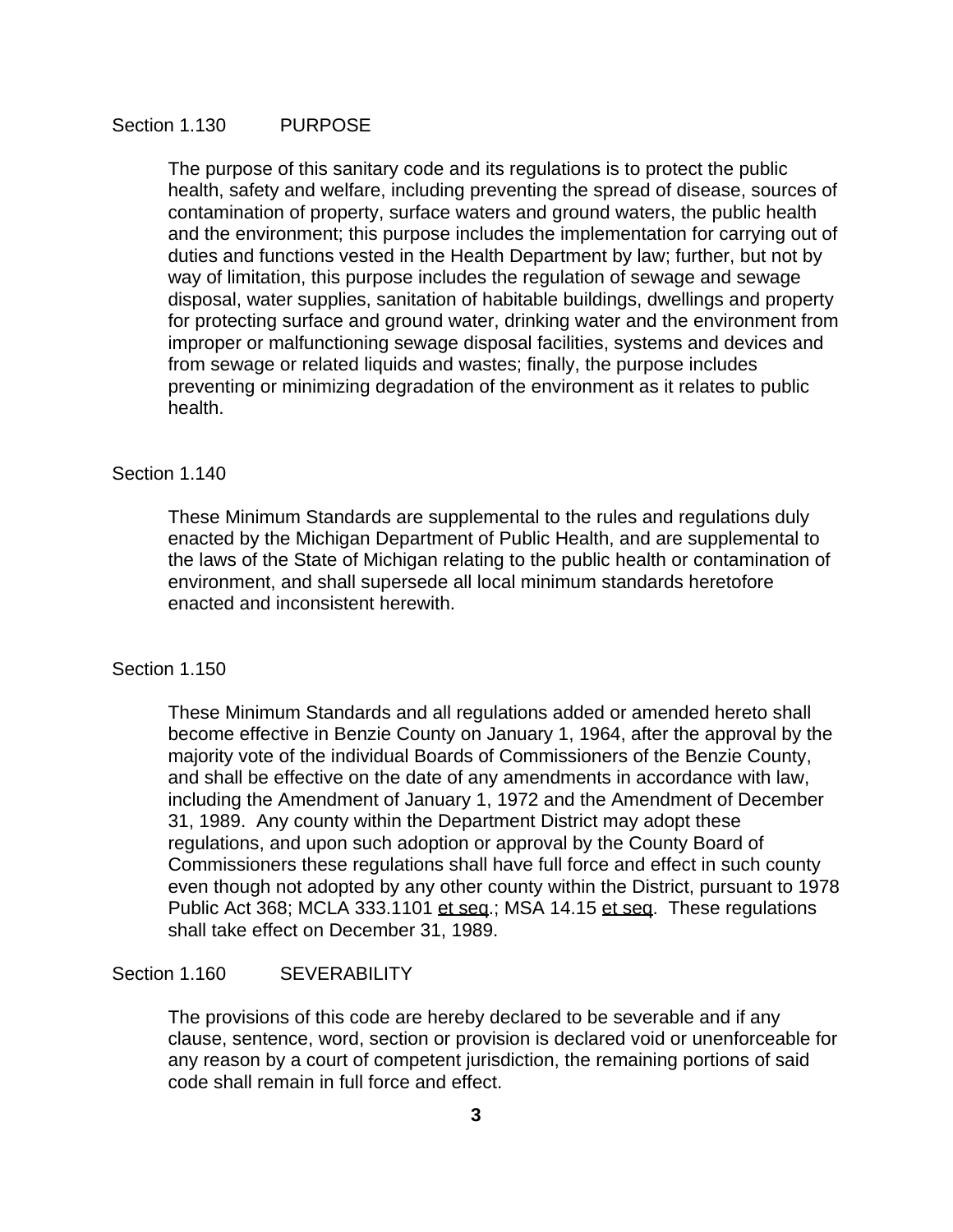## Section 1.130 PURPOSE

The purpose of this sanitary code and its regulations is to protect the public health, safety and welfare, including preventing the spread of disease, sources of contamination of property, surface waters and ground waters, the public health and the environment; this purpose includes the implementation for carrying out of duties and functions vested in the Health Department by law; further, but not by way of limitation, this purpose includes the regulation of sewage and sewage disposal, water supplies, sanitation of habitable buildings, dwellings and property for protecting surface and ground water, drinking water and the environment from improper or malfunctioning sewage disposal facilities, systems and devices and from sewage or related liquids and wastes; finally, the purpose includes preventing or minimizing degradation of the environment as it relates to public health.

## Section 1.140

These Minimum Standards are supplemental to the rules and regulations duly enacted by the Michigan Department of Public Health, and are supplemental to the laws of the State of Michigan relating to the public health or contamination of environment, and shall supersede all local minimum standards heretofore enacted and inconsistent herewith.

## Section 1.150

These Minimum Standards and all regulations added or amended hereto shall become effective in Benzie County on January 1, 1964, after the approval by the majority vote of the individual Boards of Commissioners of the Benzie County, and shall be effective on the date of any amendments in accordance with law, including the Amendment of January 1, 1972 and the Amendment of December 31, 1989. Any county within the Department District may adopt these regulations, and upon such adoption or approval by the County Board of Commissioners these regulations shall have full force and effect in such county even though not adopted by any other county within the District, pursuant to 1978 Public Act 368; MCLA 333.1101 et seq.; MSA 14.15 et seq. These regulations shall take effect on December 31, 1989.

## Section 1.160 SEVERABILITY

The provisions of this code are hereby declared to be severable and if any clause, sentence, word, section or provision is declared void or unenforceable for any reason by a court of competent jurisdiction, the remaining portions of said code shall remain in full force and effect.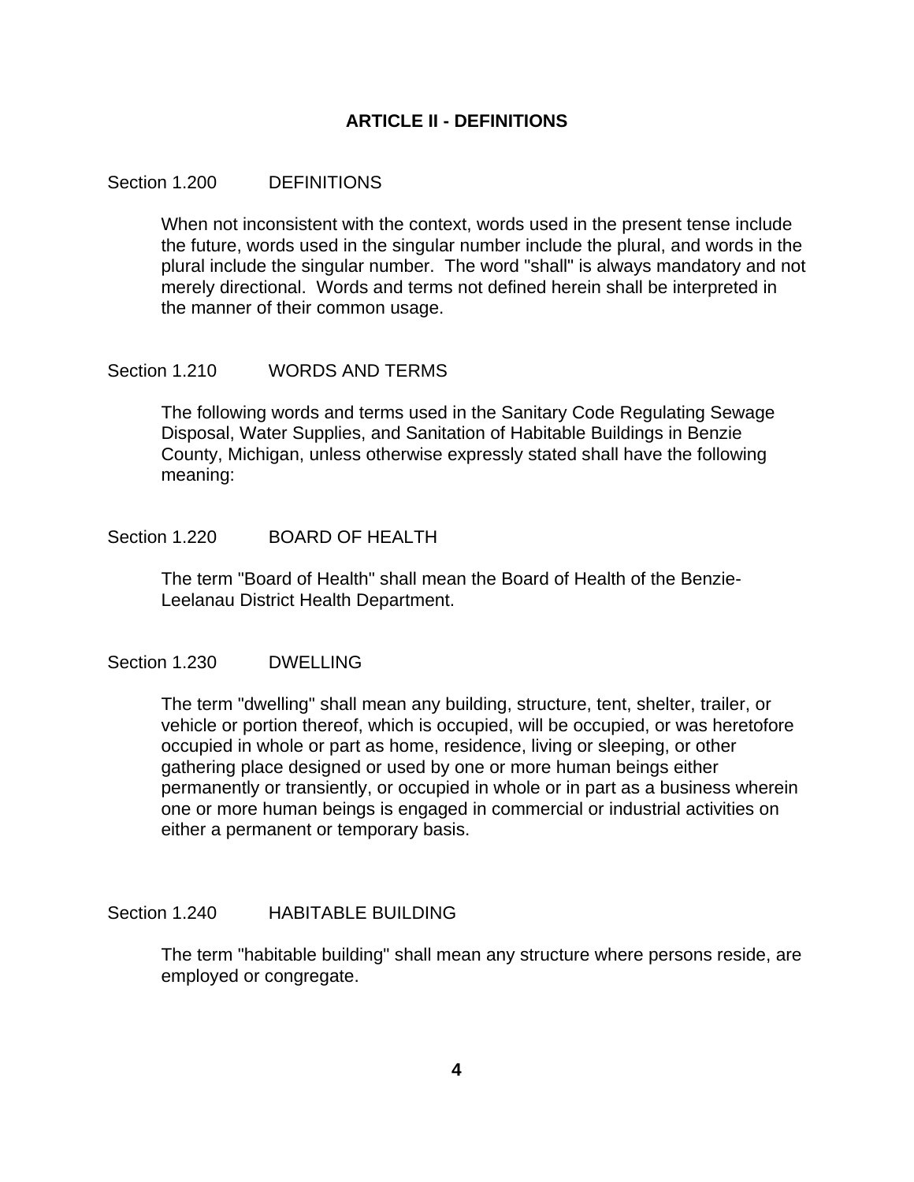## ARTICLE II - DEFINITIONS

### Section 1.200 DEFINITIONS

When not inconsistent with the context, words used in the present tense include the future, words used in the singular number include the plural, and words in the plural include the singular number. The word "shall" is always mandatory and not merely directional. Words and terms not defined herein shall be interpreted in the manner of their common usage.

### Section 1.210 WORDS AND TERMS

The following words and terms used in the Sanitary Code Regulating Sewage Disposal, Water Supplies, and Sanitation of Habitable Buildings in Benzie County, Michigan, unless otherwise expressly stated shall have the following meaning:

### Section 1.220 BOARD OF HEALTH

The term "Board of Health" shall mean the Board of Health of the Benzie-Leelanau District Health Department.

### Section 1.230 DWELLING

The term "dwelling" shall mean any building, structure, tent, shelter, trailer, or vehicle or portion thereof, which is occupied, will be occupied, or was heretofore occupied in whole or part as home, residence, living or sleeping, or other gathering place designed or used by one or more human beings either permanently or transiently, or occupied in whole or in part as a business wherein one or more human beings is engaged in commercial or industrial activities on either a permanent or temporary basis.

### Section 1.240 HABITABLE BUILDING

The term "habitable building" shall mean any structure where persons reside, are employed or congregate.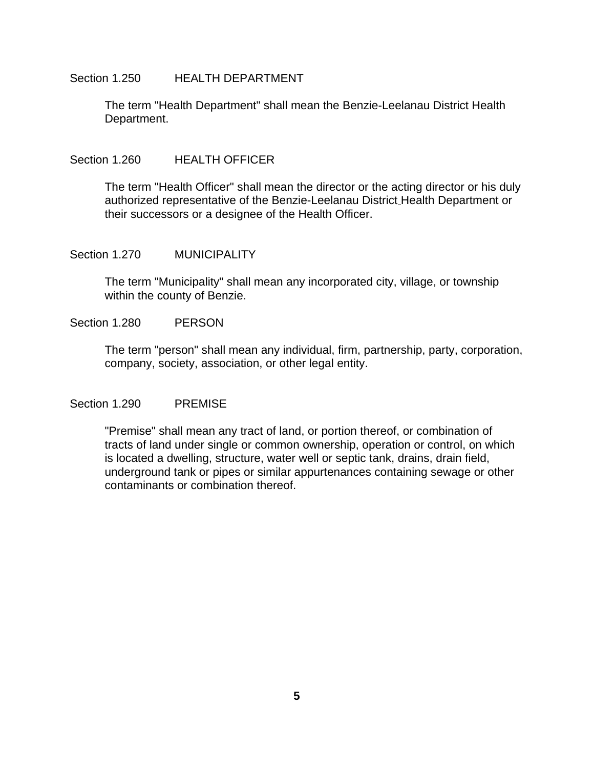### Section 1.250 HEALTH DEPARTMENT

The term "Health Department" shall mean the Benzie-Leelanau District Health Department.

### Section 1.260 HEALTH OFFICER

The term "Health Officer" shall mean the director or the acting director or his duly authorized representative of the Benzie-Leelanau District Health Department or their successors or a designee of the Health Officer.

### Section 1.270 MUNICIPALITY

The term "Municipality" shall mean any incorporated city, village, or township within the county of Benzie.

### Section 1.280 PERSON

The term "person" shall mean any individual, firm, partnership, party, corporation, company, society, association, or other legal entity.

### Section 1.290 PREMISE

"Premise" shall mean any tract of land, or portion thereof, or combination of tracts of land under single or common ownership, operation or control, on which is located a dwelling, structure, water well or septic tank, drains, drain field, underground tank or pipes or similar appurtenances containing sewage or other contaminants or combination thereof.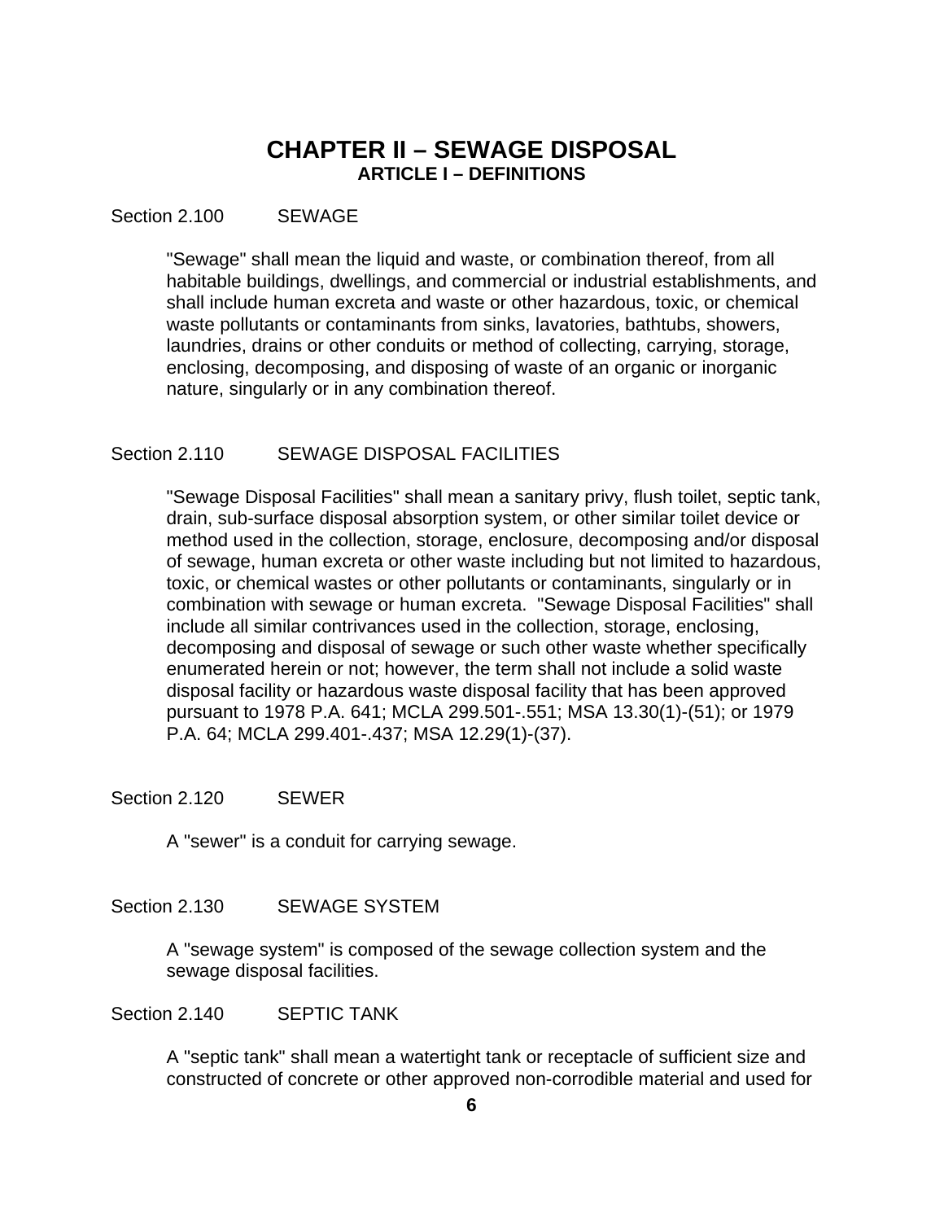# CHAPTER II – SEWAGE DISPOSAL

## ARTICLE I – DEFINITIONS

Section 2.100 SEWAGE

"Sewage" shall mean the liquid and waste, or combination thereof, from all habitable buildings, dwellings, and commercial or industrial establishments, and shall include human excreta and waste or other hazardous, toxic, or chemical waste pollutants or contaminants from sinks, lavatories, bathtubs, showers, laundries, drains or other conduits or method of collecting, carrying, storage, enclosing, decomposing, and disposing of waste of an organic or inorganic nature, singularly or in any combination thereof.

Section 2.110 SEWAGE DISPOSAL FACILITIES

"Sewage Disposal Facilities" shall mean a sanitary privy, flush toilet, septic tank, drain, sub-surface disposal absorption system, or other similar toilet device or method used in the collection, storage, enclosure, decomposing and/or disposal of sewage, human excreta or other waste including but not limited to hazardous, toxic, or chemical wastes or other pollutants or contaminants, singularly or in combination with sewage or human excreta. "Sewage Disposal Facilities" shall include all similar contrivances used in the collection, storage, enclosing, decomposing and disposal of sewage or such other waste whether specifically enumerated herein or not; however, the term shall not include a solid waste disposal facility or hazardous waste disposal facility that has been approved pursuant to 1978 P.A. 641; MCLA 299.501-.551; MSA 13.30(1)-(51); or 1979 P.A. 64; MCLA 299.401-.437; MSA 12.29(1)-(37).

Section 2.120 SEWER

A "sewer" is a conduit for carrying sewage.

Section 2.130 SEWAGE SYSTEM

A "sewage system" is composed of the sewage collection system and the sewage disposal facilities.

Section 2.140 SEPTIC TANK

A "septic tank" shall mean a watertight tank or receptacle of sufficient size and constructed of concrete or other approved non-corrodible material and used for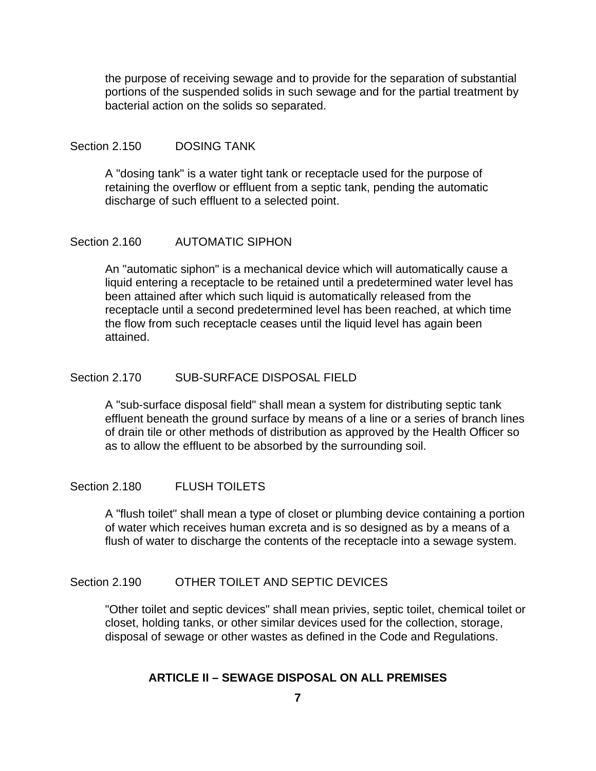the purpose of receiving sewage and to provide for the separation of substantial portions of the suspended solids in such sewage and for the partial treatment by bacterial action on the solids so separated.

### Section 2.150 DOSING TANK

A "dosing tank" is a water tight tank or receptacle used for the purpose of retaining the overflow or effluent from a septic tank, pending the automatic discharge of such effluent to a selected point.

### Section 2.160 AUTOMATIC SIPHON

An "automatic siphon" is a mechanical device which will automatically cause a liquid entering a receptacle to be retained until a predetermined water level has been attained after which such liquid is automatically released from the receptacle until a second predetermined level has been reached, at which time the flow from such receptacle ceases until the liquid level has again been attained.

### Section 2.170 SUB-SURFACE DISPOSAL FIELD

A "sub-surface disposal field" shall mean a system for distributing septic tank effluent beneath the ground surface by means of a line or a series of branch lines of drain tile or other methods of distribution as approved by the Health Officer so as to allow the effluent to be absorbed by the surrounding soil.

### Section 2.180 FLUSH TOILETS

A "flush toilet" shall mean a type of closet or plumbing device containing a portion of water which receives human excreta and is so designed as by a means of a flush of water to discharge the contents of the receptacle into a sewage system.

### Section 2.190 OTHER TOILET AND SEPTIC DEVICES

"Other toilet and septic devices" shall mean privies, septic toilet, chemical toilet or closet, holding tanks, or other similar devices used for the collection, storage, disposal of sewage or other wastes as defined in the Code and Regulations.

## ARTICLE II – SEWAGE DISPOSAL ON ALL PREMISES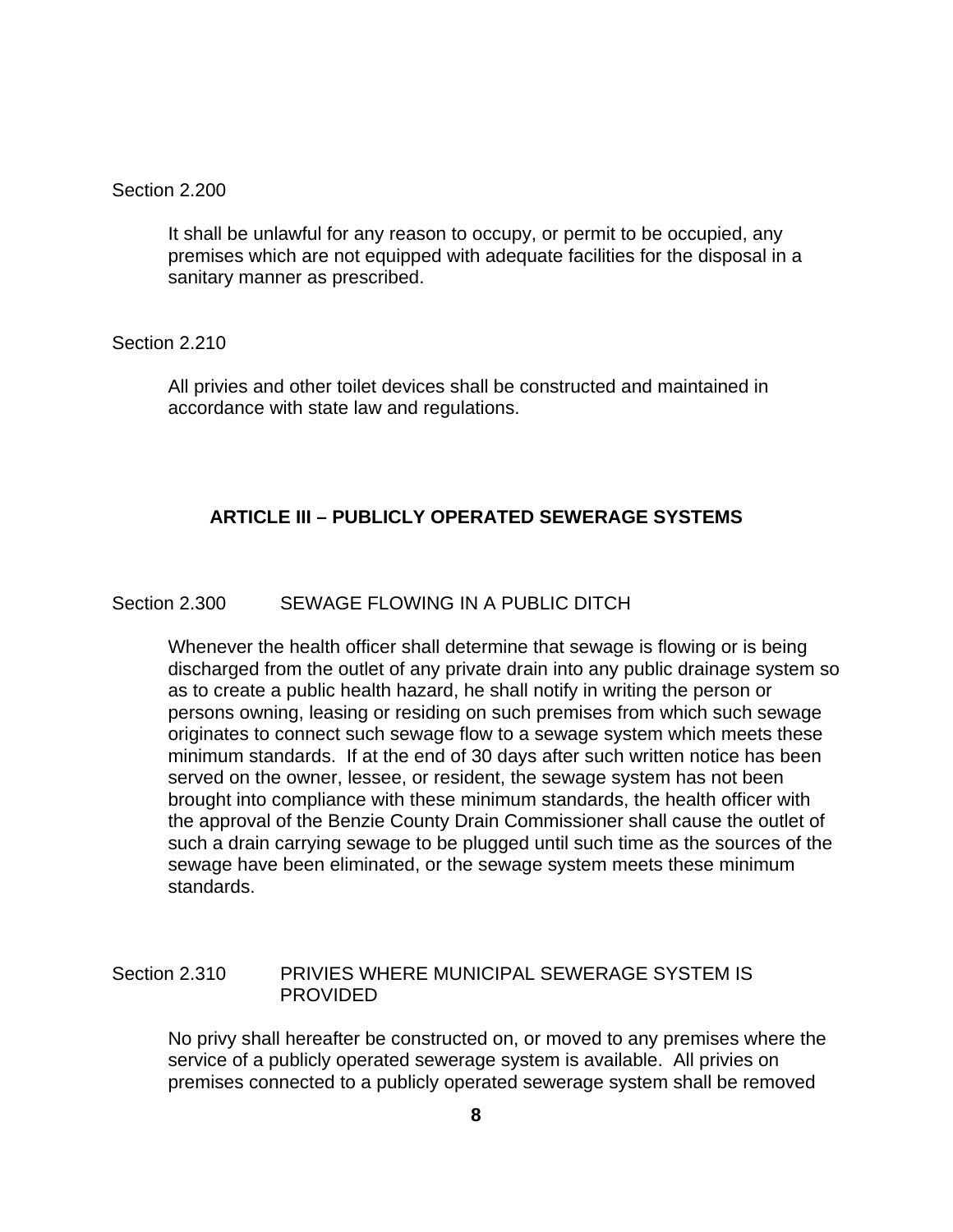Section 2.200

It shall be unlawful for any reason to occupy, or permit to be occupied, any premises which are not equipped with adequate facilities for the disposal in a sanitary manner as prescribed.

Section 2.210

All privies and other toilet devices shall be constructed and maintained in accordance with state law and regulations.

## ARTICLE III – PUBLICLY OPERATED SEWERAGE SYSTEMS

Section 2.300 SEWAGE FLOWING IN A PUBLIC DITCH

Whenever the health officer shall determine that sewage is flowing or is being discharged from the outlet of any private drain into any public drainage system so as to create a public health hazard, he shall notify in writing the person or persons owning, leasing or residing on such premises from which such sewage originates to connect such sewage flow to a sewage system which meets these minimum standards. If at the end of 30 days after such written notice has been served on the owner, lessee, or resident, the sewage system has not been brought into compliance with these minimum standards, the health officer with the approval of the Benzie County Drain Commissioner shall cause the outlet of such a drain carrying sewage to be plugged until such time as the sources of the sewage have been eliminated, or the sewage system meets these minimum standards.

Section 2.310 PRIVIES WHERE MUNICIPAL SEWERAGE SYSTEM IS PROVIDED

No privy shall hereafter be constructed on, or moved to any premises where the service of a publicly operated sewerage system is available. All privies on premises connected to a publicly operated sewerage system shall be removed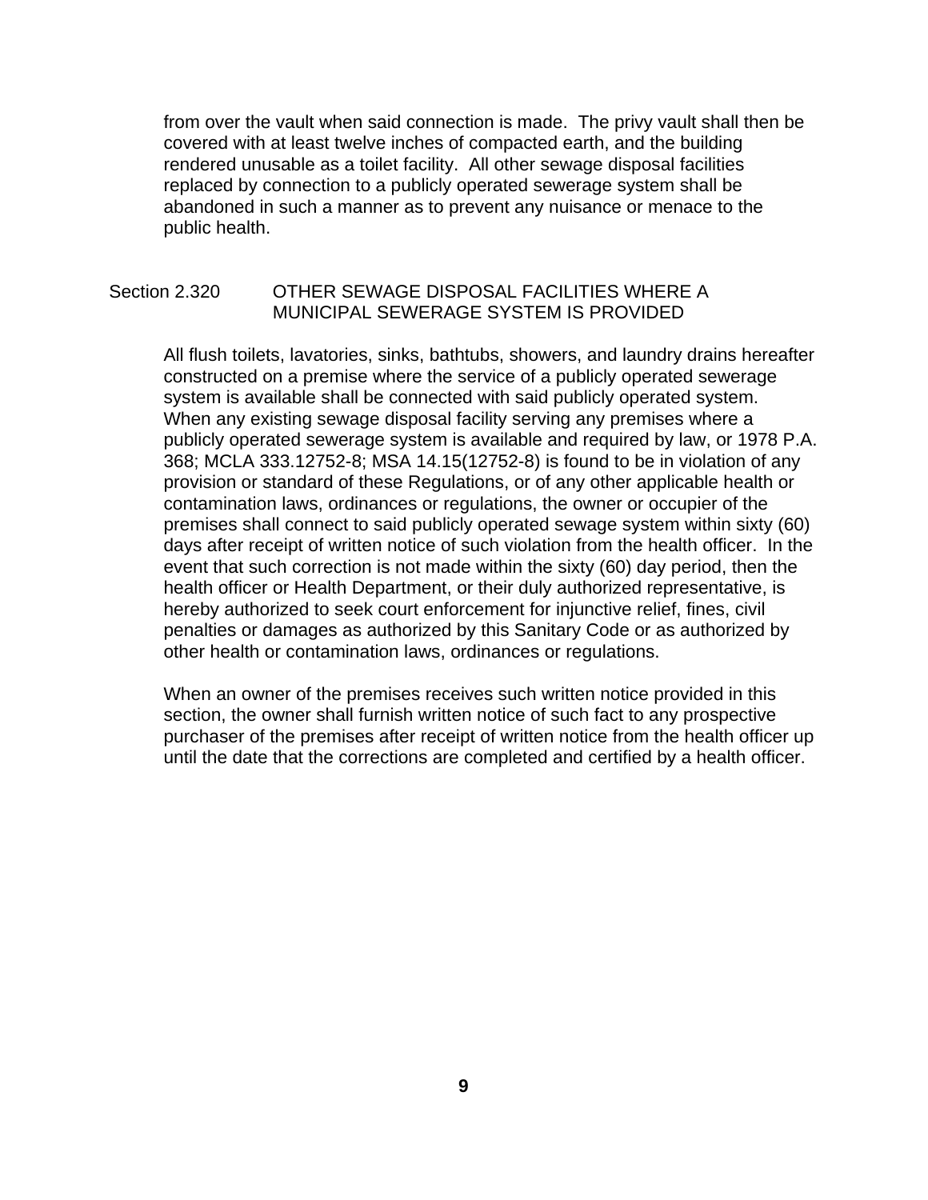from over the vault when said connection is made. The privy vault shall then be covered with at least twelve inches of compacted earth, and the building rendered unusable as a toilet facility. All other sewage disposal facilities replaced by connection to a publicly operated sewerage system shall be abandoned in such a manner as to prevent any nuisance or menace to the public health.

## Section 2.320 OTHER SEWAGE DISPOSAL FACILITIES WHERE A MUNICIPAL SEWERAGE SYSTEM IS PROVIDED

All flush toilets, lavatories, sinks, bathtubs, showers, and laundry drains hereafter constructed on a premise where the service of a publicly operated sewerage system is available shall be connected with said publicly operated system. When any existing sewage disposal facility serving any premises where a publicly operated sewerage system is available and required by law, or 1978 P.A. 368; MCLA 333.12752-8; MSA 14.15(12752-8) is found to be in violation of any provision or standard of these Regulations, or of any other applicable health or contamination laws, ordinances or regulations, the owner or occupier of the premises shall connect to said publicly operated sewage system within sixty (60) days after receipt of written notice of such violation from the health officer. In the event that such correction is not made within the sixty (60) day period, then the health officer or Health Department, or their duly authorized representative, is hereby authorized to seek court enforcement for injunctive relief, fines, civil penalties or damages as authorized by this Sanitary Code or as authorized by other health or contamination laws, ordinances or regulations.

When an owner of the premises receives such written notice provided in this section, the owner shall furnish written notice of such fact to any prospective purchaser of the premises after receipt of written notice from the health officer up until the date that the corrections are completed and certified by a health officer.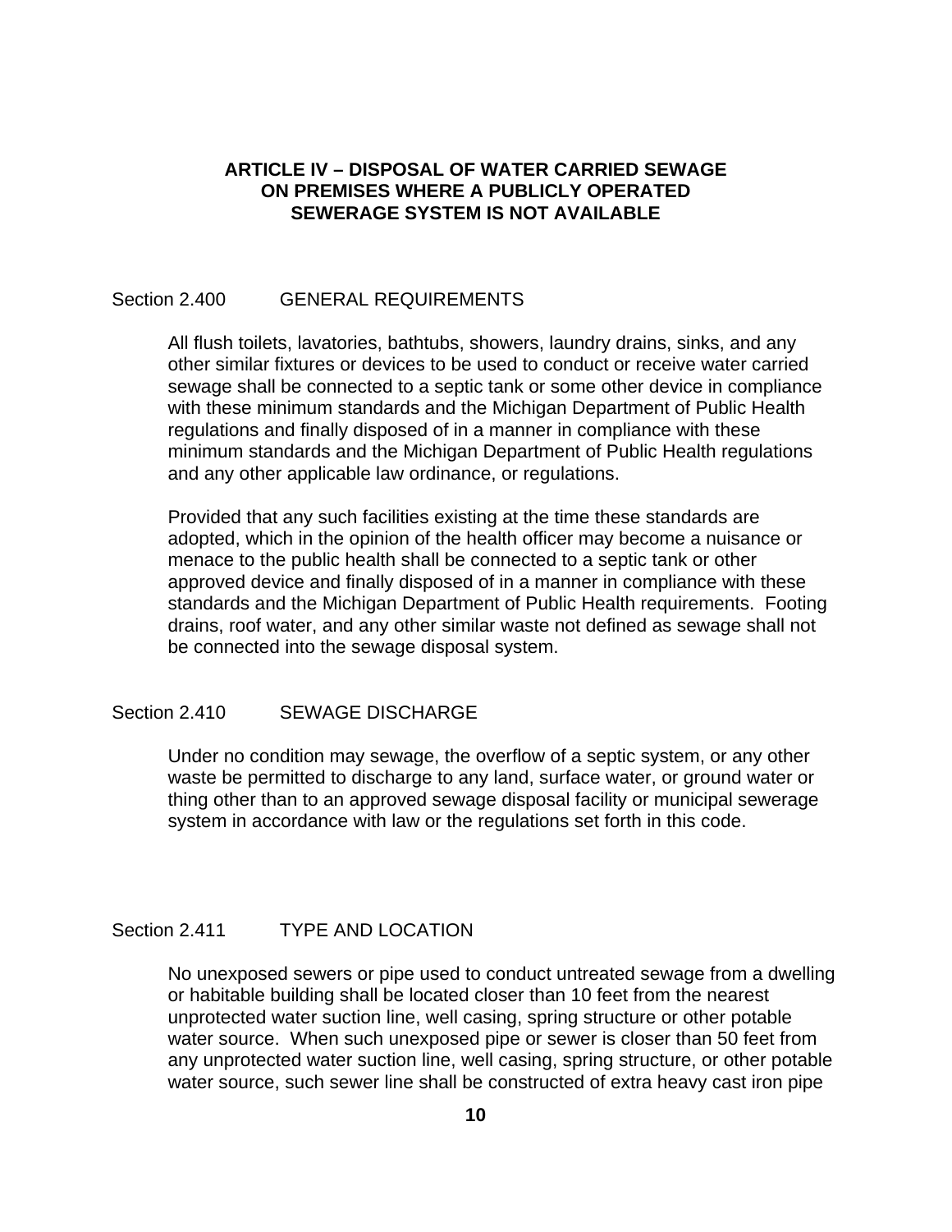## ARTICLE IV – DISPOSAL OF WATER CARRIED SEWAGE ON PREMISES WHERE A PUBLICLY OPERATED SEWERAGE SYSTEM IS NOT AVAILABLE

### Section 2.400 GENERAL REQUIREMENTS

All flush toilets, lavatories, bathtubs, showers, laundry drains, sinks, and any other similar fixtures or devices to be used to conduct or receive water carried sewage shall be connected to a septic tank or some other device in compliance with these minimum standards and the Michigan Department of Public Health regulations and finally disposed of in a manner in compliance with these minimum standards and the Michigan Department of Public Health regulations and any other applicable law ordinance, or regulations.

Provided that any such facilities existing at the time these standards are adopted, which in the opinion of the health officer may become a nuisance or menace to the public health shall be connected to a septic tank or other approved device and finally disposed of in a manner in compliance with these standards and the Michigan Department of Public Health requirements. Footing drains, roof water, and any other similar waste not defined as sewage shall not be connected into the sewage disposal system.

### Section 2.410 SEWAGE DISCHARGE

Under no condition may sewage, the overflow of a septic system, or any other waste be permitted to discharge to any land, surface water, or ground water or thing other than to an approved sewage disposal facility or municipal sewerage system in accordance with law or the regulations set forth in this code.

### Section 2.411 TYPE AND LOCATION

No unexposed sewers or pipe used to conduct untreated sewage from a dwelling or habitable building shall be located closer than 10 feet from the nearest unprotected water suction line, well casing, spring structure or other potable water source. When such unexposed pipe or sewer is closer than 50 feet from any unprotected water suction line, well casing, spring structure, or other potable water source, such sewer line shall be constructed of extra heavy cast iron pipe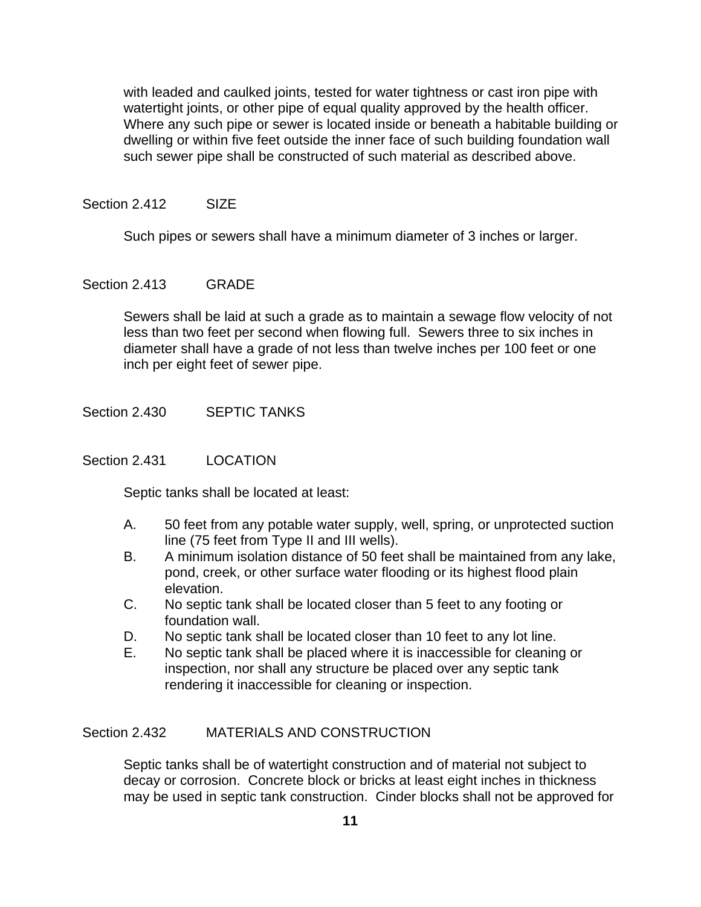with leaded and caulked joints, tested for water tightness or cast iron pipe with watertight joints, or other pipe of equal quality approved by the health officer. Where any such pipe or sewer is located inside or beneath a habitable building or dwelling or within five feet outside the inner face of such building foundation wall such sewer pipe shall be constructed of such material as described above.

Section 2.412 SIZE

Such pipes or sewers shall have a minimum diameter of 3 inches or larger.

Section 2.413 GRADE

Sewers shall be laid at such a grade as to maintain a sewage flow velocity of not less than two feet per second when flowing full. Sewers three to six inches in diameter shall have a grade of not less than twelve inches per 100 feet or one inch per eight feet of sewer pipe.

Section 2.430 SEPTIC TANKS

Section 2.431 LOCATION

Septic tanks shall be located at least:

A. 50 feet from any potable water supply, well, spring, or unprotected suction line (75 feet from Type II and III wells).
B. A minimum isolation distance of 50 feet shall be maintained from any lake, pond, creek, or other surface water flooding or its highest flood plain elevation.
C. No septic tank shall be located closer than 5 feet to any footing or foundation wall.
D. No septic tank shall be located closer than 10 feet to any lot line.
E. No septic tank shall be placed where it is inaccessible for cleaning or inspection, nor shall any structure be placed over any septic tank rendering it inaccessible for cleaning or inspection.

Section 2.432 MATERIALS AND CONSTRUCTION

Septic tanks shall be of watertight construction and of material not subject to decay or corrosion. Concrete block or bricks at least eight inches in thickness may be used in septic tank construction. Cinder blocks shall not be approved for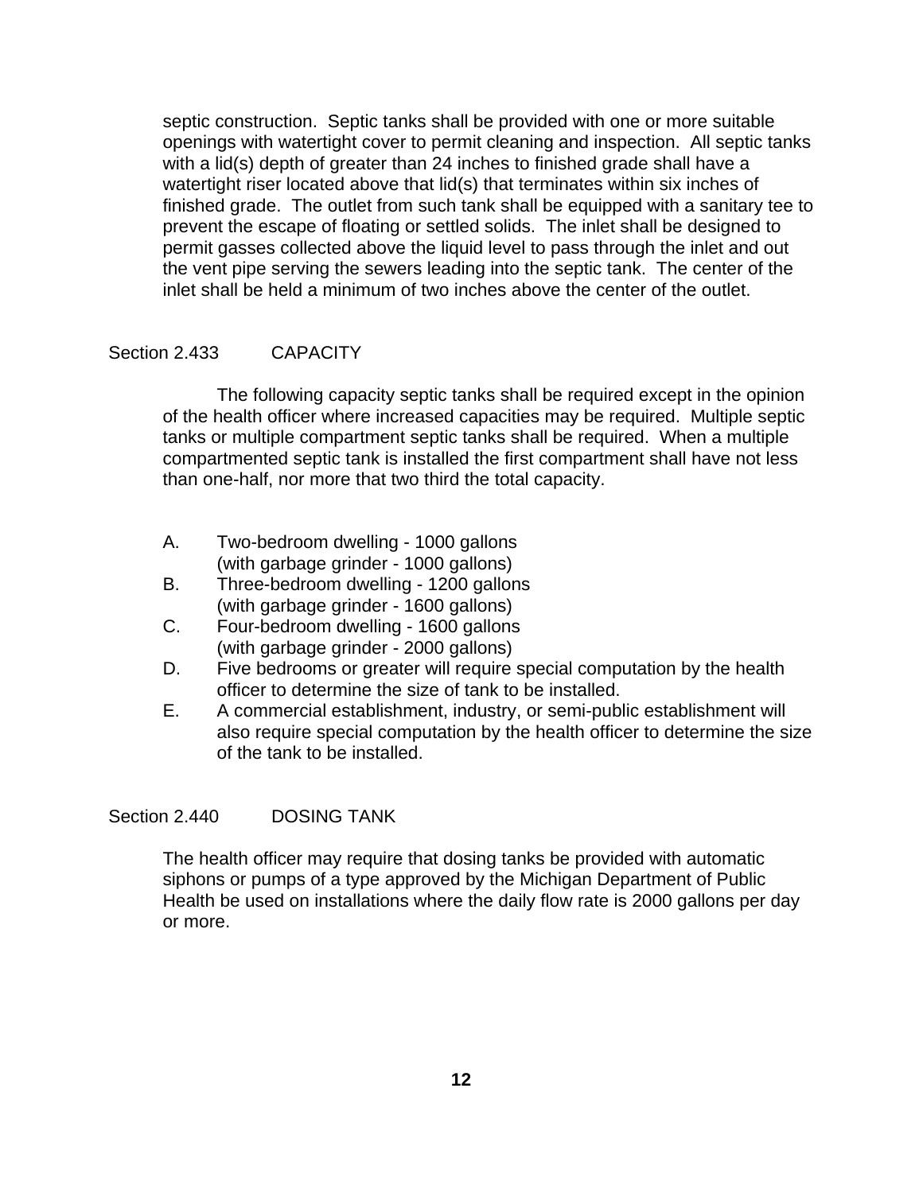septic construction. Septic tanks shall be provided with one or more suitable openings with watertight cover to permit cleaning and inspection. All septic tanks with a lid(s) depth of greater than 24 inches to finished grade shall have a watertight riser located above that lid(s) that terminates within six inches of finished grade. The outlet from such tank shall be equipped with a sanitary tee to prevent the escape of floating or settled solids. The inlet shall be designed to permit gasses collected above the liquid level to pass through the inlet and out the vent pipe serving the sewers leading into the septic tank. The center of the inlet shall be held a minimum of two inches above the center of the outlet.

## Section 2.433 CAPACITY

The following capacity septic tanks shall be required except in the opinion of the health officer where increased capacities may be required. Multiple septic tanks or multiple compartment septic tanks shall be required. When a multiple compartmented septic tank is installed the first compartment shall have not less than one-half, nor more that two third the total capacity.

A. Two-bedroom dwelling - 1000 gallons
   (with garbage grinder - 1000 gallons)
B. Three-bedroom dwelling - 1200 gallons
   (with garbage grinder - 1600 gallons)
C. Four-bedroom dwelling - 1600 gallons
   (with garbage grinder - 2000 gallons)
D. Five bedrooms or greater will require special computation by the health officer to determine the size of tank to be installed.
E. A commercial establishment, industry, or semi-public establishment will also require special computation by the health officer to determine the size of the tank to be installed.

## Section 2.440 DOSING TANK

The health officer may require that dosing tanks be provided with automatic siphons or pumps of a type approved by the Michigan Department of Public Health be used on installations where the daily flow rate is 2000 gallons per day or more.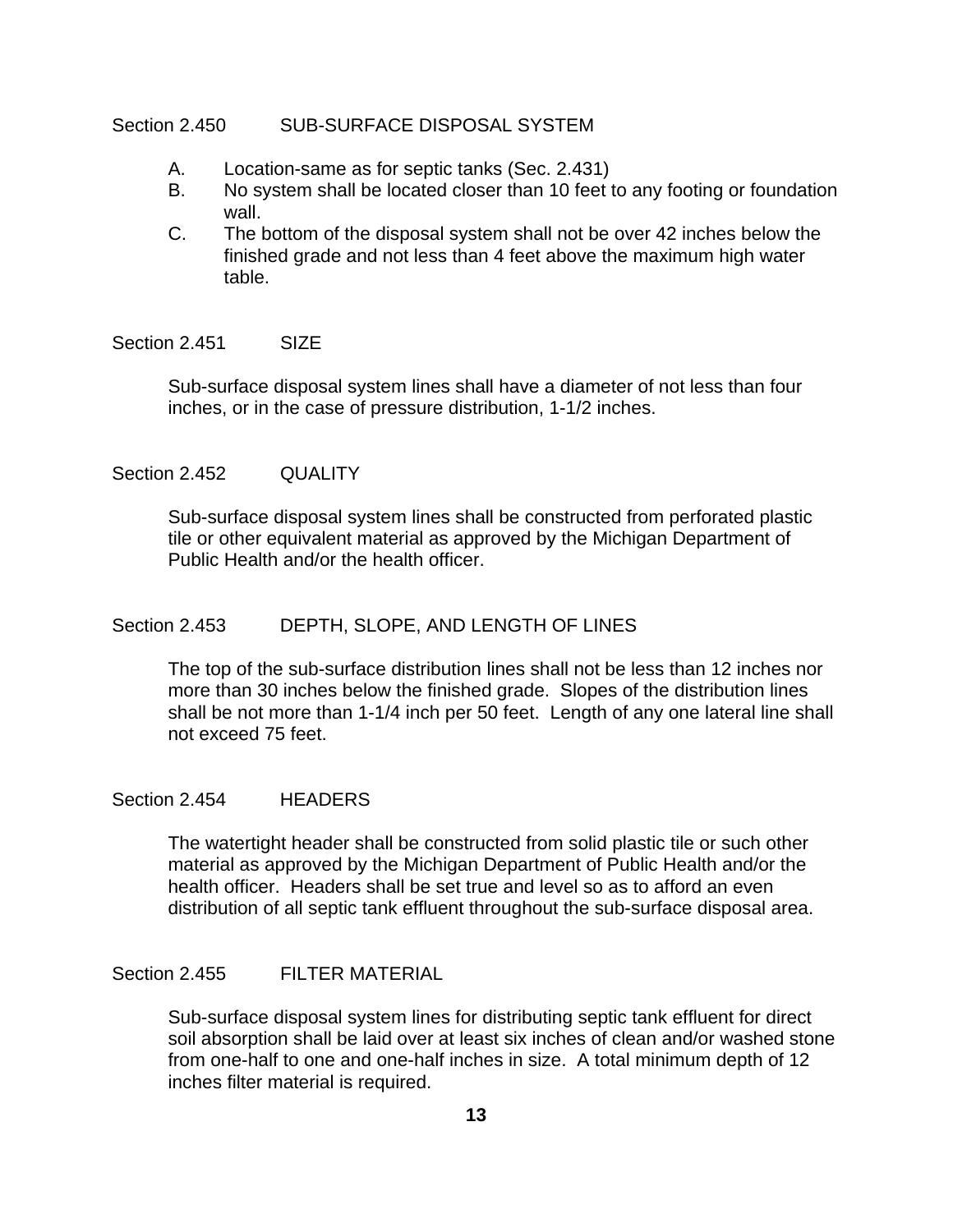## Section 2.450 SUB-SURFACE DISPOSAL SYSTEM

A. Location-same as for septic tanks (Sec. 2.431)

B. No system shall be located closer than 10 feet to any footing or foundation wall.

C. The bottom of the disposal system shall not be over 42 inches below the finished grade and not less than 4 feet above the maximum high water table.

## Section 2.451 SIZE

Sub-surface disposal system lines shall have a diameter of not less than four inches, or in the case of pressure distribution, 1-1/2 inches.

## Section 2.452 QUALITY

Sub-surface disposal system lines shall be constructed from perforated plastic tile or other equivalent material as approved by the Michigan Department of Public Health and/or the health officer.

## Section 2.453 DEPTH, SLOPE, AND LENGTH OF LINES

The top of the sub-surface distribution lines shall not be less than 12 inches nor more than 30 inches below the finished grade. Slopes of the distribution lines shall be not more than 1-1/4 inch per 50 feet. Length of any one lateral line shall not exceed 75 feet.

## Section 2.454 HEADERS

The watertight header shall be constructed from solid plastic tile or such other material as approved by the Michigan Department of Public Health and/or the health officer. Headers shall be set true and level so as to afford an even distribution of all septic tank effluent throughout the sub-surface disposal area.

## Section 2.455 FILTER MATERIAL

Sub-surface disposal system lines for distributing septic tank effluent for direct soil absorption shall be laid over at least six inches of clean and/or washed stone from one-half to one and one-half inches in size. A total minimum depth of 12 inches filter material is required.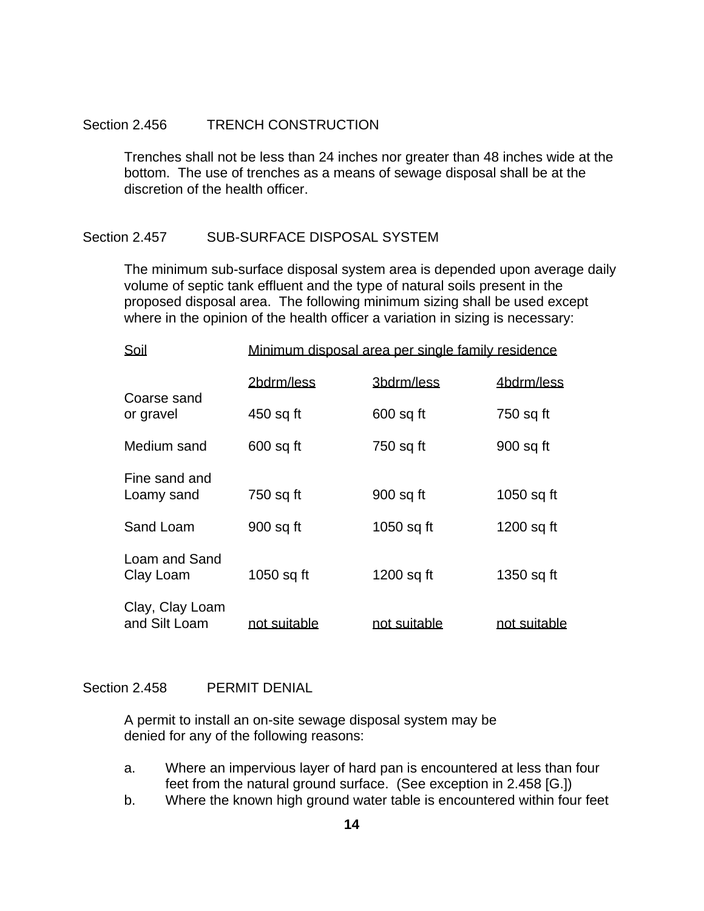## Section 2.456 TRENCH CONSTRUCTION

Trenches shall not be less than 24 inches nor greater than 48 inches wide at the bottom. The use of trenches as a means of sewage disposal shall be at the discretion of the health officer.

## Section 2.457 SUB-SURFACE DISPOSAL SYSTEM

The minimum sub-surface disposal system area is depended upon average daily volume of septic tank effluent and the type of natural soils present in the proposed disposal area. The following minimum sizing shall be used except where in the opinion of the health officer a variation in sizing is necessary:

| Soil | Minimum disposal area per single family residence | | |
|---|---|---|---|
| | 2bdrm/less | 3bdrm/less | 4bdrm/less |
| Coarse sand or gravel | 450 sq ft | 600 sq ft | 750 sq ft |
| Medium sand | 600 sq ft | 750 sq ft | 900 sq ft |
| Fine sand and Loamy sand | 750 sq ft | 900 sq ft | 1050 sq ft |
| Sand Loam | 900 sq ft | 1050 sq ft | 1200 sq ft |
| Loam and Sand Clay Loam | 1050 sq ft | 1200 sq ft | 1350 sq ft |
| Clay, Clay Loam and Silt Loam | not suitable | not suitable | not suitable |

## Section 2.458 PERMIT DENIAL

A permit to install an on-site sewage disposal system may be denied for any of the following reasons:

a. Where an impervious layer of hard pan is encountered at less than four feet from the natural ground surface. (See exception in 2.458 [G.])

b. Where the known high ground water table is encountered within four feet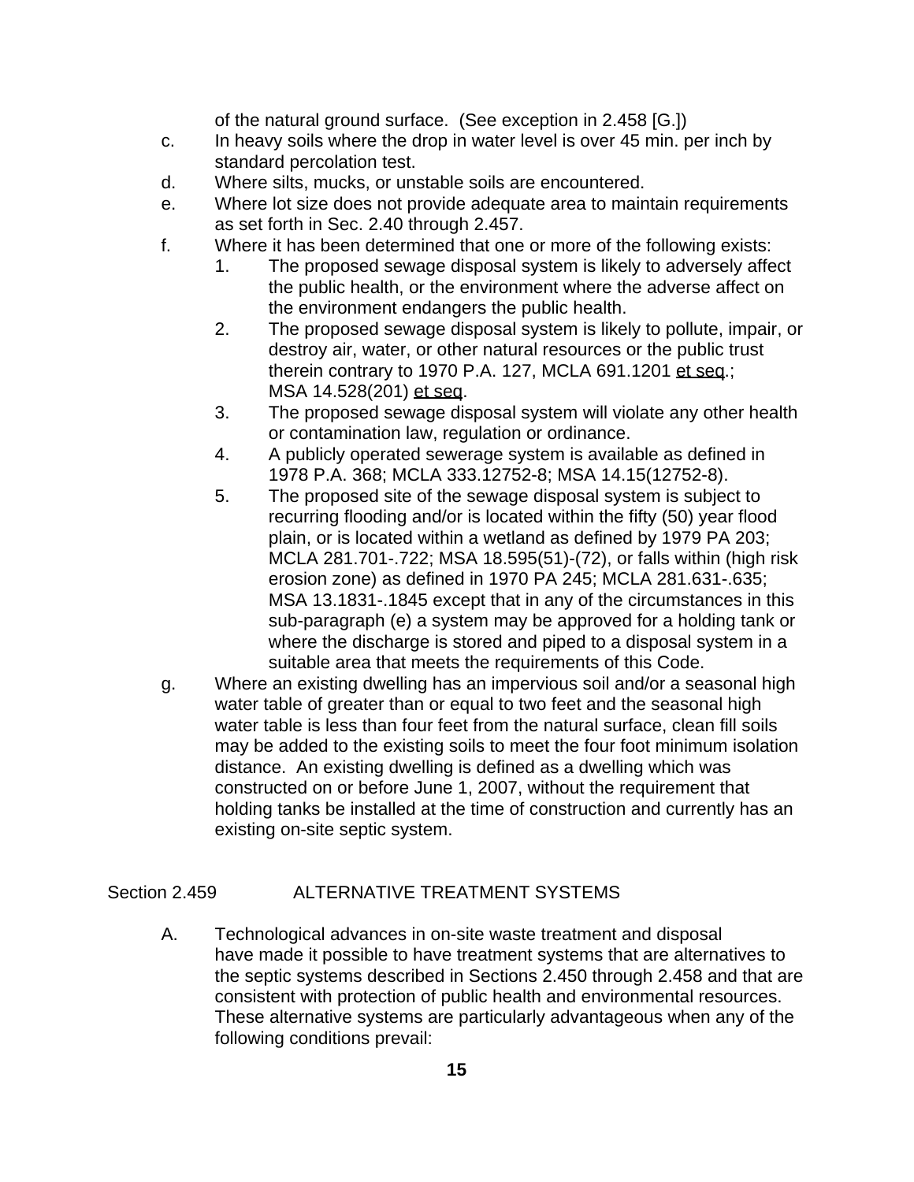of the natural ground surface. (See exception in 2.458 [G.])

c. In heavy soils where the drop in water level is over 45 min. per inch by standard percolation test.

d. Where silts, mucks, or unstable soils are encountered.

e. Where lot size does not provide adequate area to maintain requirements as set forth in Sec. 2.40 through 2.457.

f. Where it has been determined that one or more of the following exists:

   1. The proposed sewage disposal system is likely to adversely affect the public health, or the environment where the adverse affect on the environment endangers the public health.

   2. The proposed sewage disposal system is likely to pollute, impair, or destroy air, water, or other natural resources or the public trust therein contrary to 1970 P.A. 127, MCLA 691.1201 <u>et seq</u>.; MSA 14.528(201) <u>et seq</u>.

   3. The proposed sewage disposal system will violate any other health or contamination law, regulation or ordinance.

   4. A publicly operated sewerage system is available as defined in 1978 P.A. 368; MCLA 333.12752-8; MSA 14.15(12752-8).

   5. The proposed site of the sewage disposal system is subject to recurring flooding and/or is located within the fifty (50) year flood plain, or is located within a wetland as defined by 1979 PA 203; MCLA 281.701-.722; MSA 18.595(51)-(72), or falls within (high risk erosion zone) as defined in 1970 PA 245; MCLA 281.631-.635; MSA 13.1831-.1845 except that in any of the circumstances in this sub-paragraph (e) a system may be approved for a holding tank or where the discharge is stored and piped to a disposal system in a suitable area that meets the requirements of this Code.

g. Where an existing dwelling has an impervious soil and/or a seasonal high water table of greater than or equal to two feet and the seasonal high water table is less than four feet from the natural surface, clean fill soils may be added to the existing soils to meet the four foot minimum isolation distance. An existing dwelling is defined as a dwelling which was constructed on or before June 1, 2007, without the requirement that holding tanks be installed at the time of construction and currently has an existing on-site septic system.

## Section 2.459 ALTERNATIVE TREATMENT SYSTEMS

A. Technological advances in on-site waste treatment and disposal have made it possible to have treatment systems that are alternatives to the septic systems described in Sections 2.450 through 2.458 and that are consistent with protection of public health and environmental resources. These alternative systems are particularly advantageous when any of the following conditions prevail: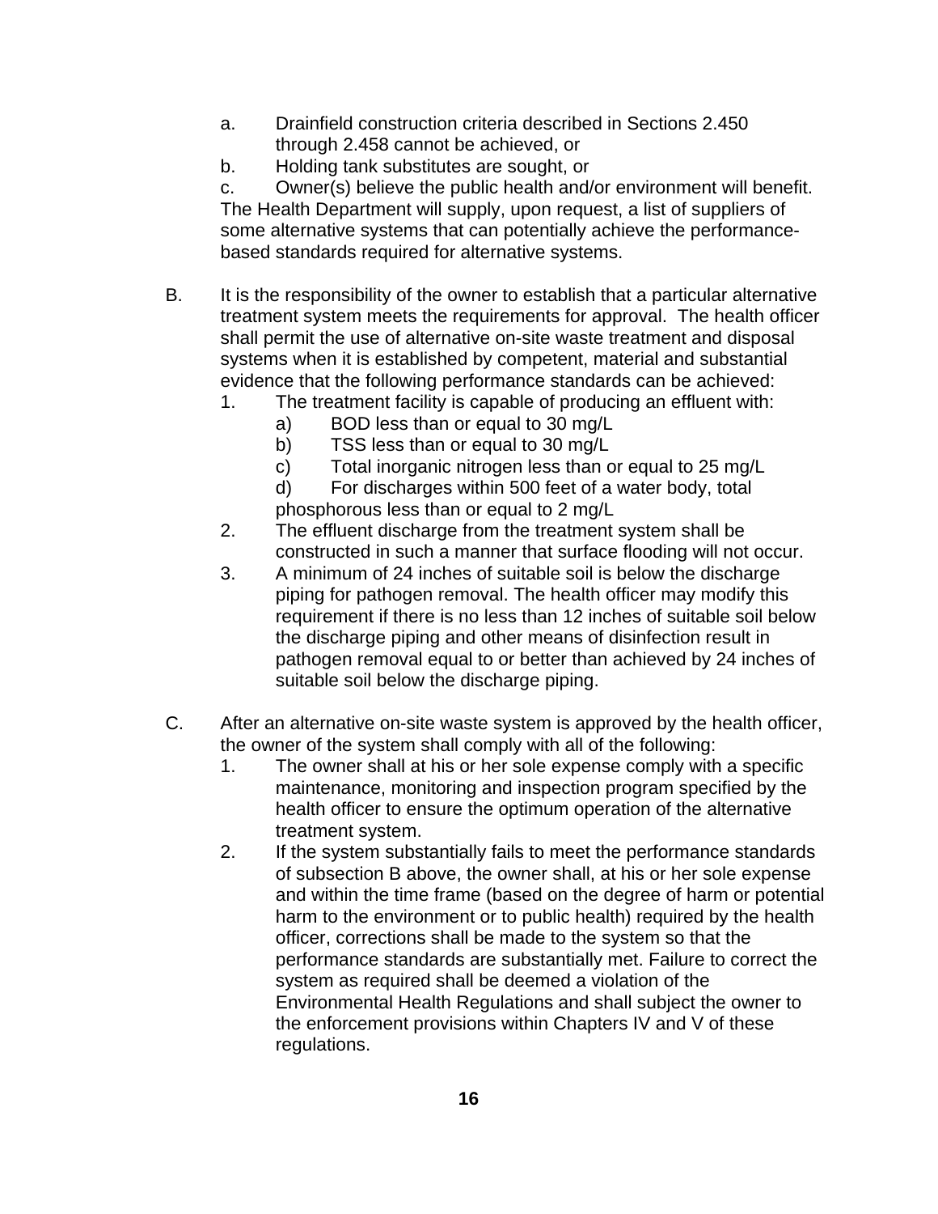a. Drainfield construction criteria described in Sections 2.450 through 2.458 cannot be achieved, or

b. Holding tank substitutes are sought, or

c. Owner(s) believe the public health and/or environment will benefit.

The Health Department will supply, upon request, a list of suppliers of some alternative systems that can potentially achieve the performance-based standards required for alternative systems.

B. It is the responsibility of the owner to establish that a particular alternative treatment system meets the requirements for approval. The health officer shall permit the use of alternative on-site waste treatment and disposal systems when it is established by competent, material and substantial evidence that the following performance standards can be achieved:

1. The treatment facility is capable of producing an effluent with:
   - a) BOD less than or equal to 30 mg/L
   - b) TSS less than or equal to 30 mg/L
   - c) Total inorganic nitrogen less than or equal to 25 mg/L
   - d) For discharges within 500 feet of a water body, total phosphorous less than or equal to 2 mg/L
2. The effluent discharge from the treatment system shall be constructed in such a manner that surface flooding will not occur.
3. A minimum of 24 inches of suitable soil is below the discharge piping for pathogen removal. The health officer may modify this requirement if there is no less than 12 inches of suitable soil below the discharge piping and other means of disinfection result in pathogen removal equal to or better than achieved by 24 inches of suitable soil below the discharge piping.

C. After an alternative on-site waste system is approved by the health officer, the owner of the system shall comply with all of the following:

1. The owner shall at his or her sole expense comply with a specific maintenance, monitoring and inspection program specified by the health officer to ensure the optimum operation of the alternative treatment system.
2. If the system substantially fails to meet the performance standards of subsection B above, the owner shall, at his or her sole expense and within the time frame (based on the degree of harm or potential harm to the environment or to public health) required by the health officer, corrections shall be made to the system so that the performance standards are substantially met. Failure to correct the system as required shall be deemed a violation of the Environmental Health Regulations and shall subject the owner to the enforcement provisions within Chapters IV and V of these regulations.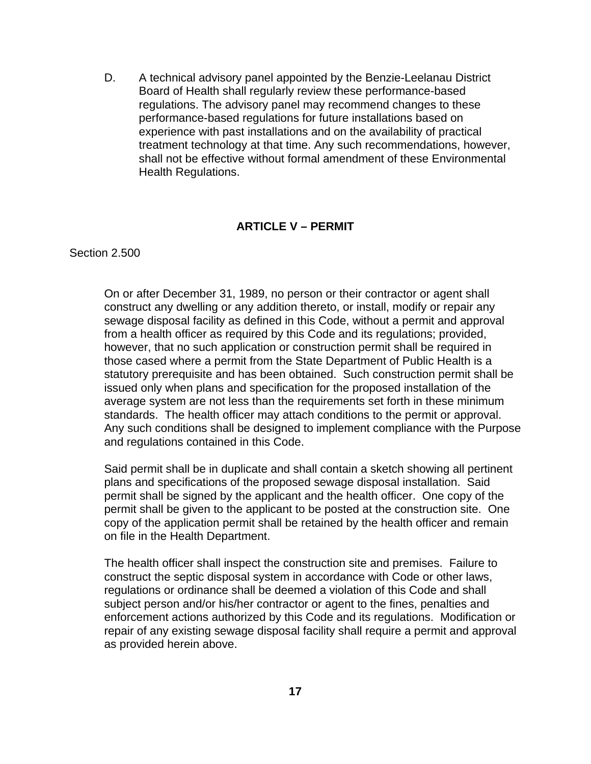D. A technical advisory panel appointed by the Benzie-Leelanau District Board of Health shall regularly review these performance-based regulations. The advisory panel may recommend changes to these performance-based regulations for future installations based on experience with past installations and on the availability of practical treatment technology at that time. Any such recommendations, however, shall not be effective without formal amendment of these Environmental Health Regulations.

## ARTICLE V – PERMIT

Section 2.500

On or after December 31, 1989, no person or their contractor or agent shall construct any dwelling or any addition thereto, or install, modify or repair any sewage disposal facility as defined in this Code, without a permit and approval from a health officer as required by this Code and its regulations; provided, however, that no such application or construction permit shall be required in those cased where a permit from the State Department of Public Health is a statutory prerequisite and has been obtained. Such construction permit shall be issued only when plans and specification for the proposed installation of the average system are not less than the requirements set forth in these minimum standards. The health officer may attach conditions to the permit or approval. Any such conditions shall be designed to implement compliance with the Purpose and regulations contained in this Code.

Said permit shall be in duplicate and shall contain a sketch showing all pertinent plans and specifications of the proposed sewage disposal installation. Said permit shall be signed by the applicant and the health officer. One copy of the permit shall be given to the applicant to be posted at the construction site. One copy of the application permit shall be retained by the health officer and remain on file in the Health Department.

The health officer shall inspect the construction site and premises. Failure to construct the septic disposal system in accordance with Code or other laws, regulations or ordinance shall be deemed a violation of this Code and shall subject person and/or his/her contractor or agent to the fines, penalties and enforcement actions authorized by this Code and its regulations. Modification or repair of any existing sewage disposal facility shall require a permit and approval as provided herein above.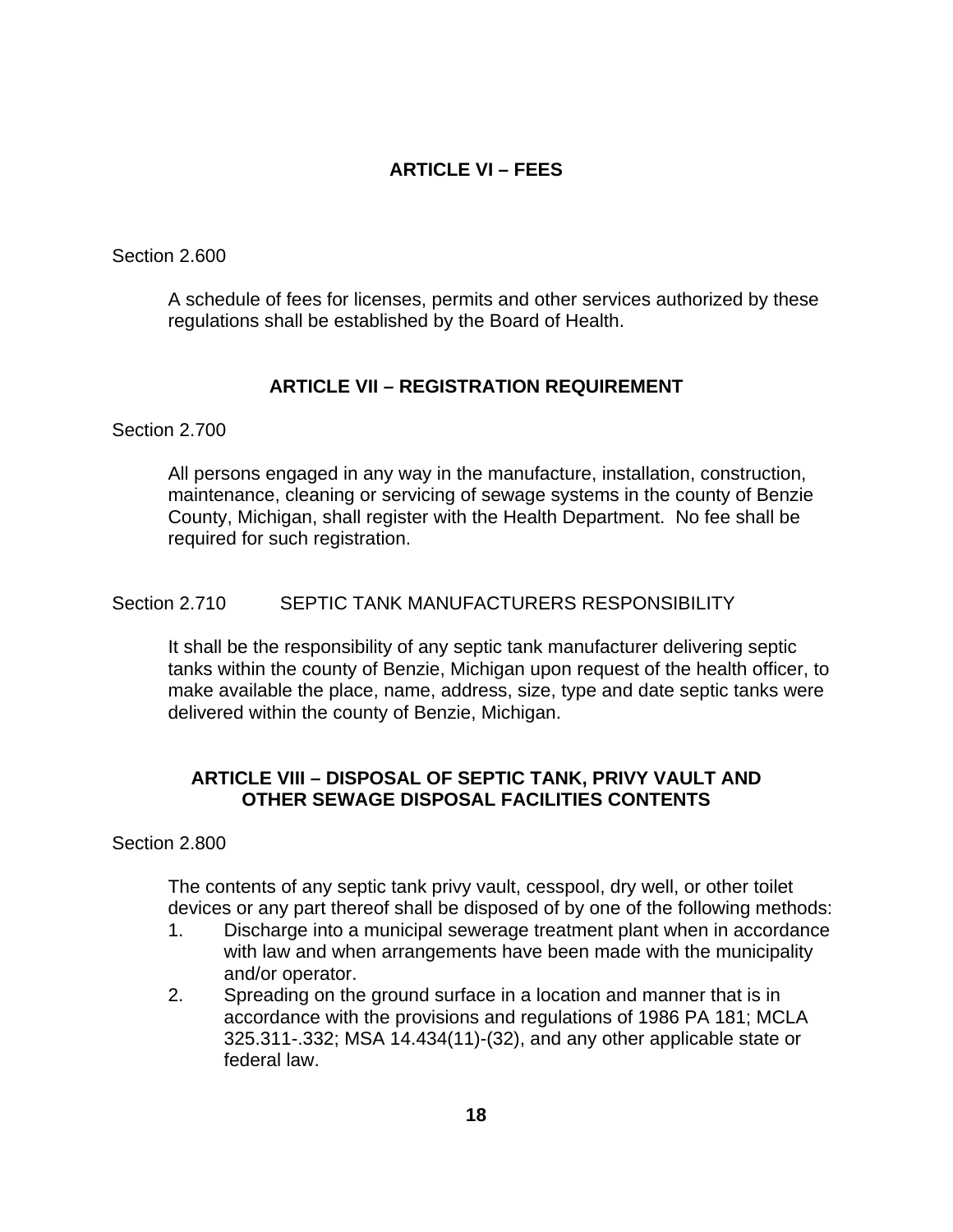## ARTICLE VI – FEES

Section 2.600

A schedule of fees for licenses, permits and other services authorized by these regulations shall be established by the Board of Health.

## ARTICLE VII – REGISTRATION REQUIREMENT

Section 2.700

All persons engaged in any way in the manufacture, installation, construction, maintenance, cleaning or servicing of sewage systems in the county of Benzie County, Michigan, shall register with the Health Department. No fee shall be required for such registration.

Section 2.710 SEPTIC TANK MANUFACTURERS RESPONSIBILITY

It shall be the responsibility of any septic tank manufacturer delivering septic tanks within the county of Benzie, Michigan upon request of the health officer, to make available the place, name, address, size, type and date septic tanks were delivered within the county of Benzie, Michigan.

## ARTICLE VIII – DISPOSAL OF SEPTIC TANK, PRIVY VAULT AND OTHER SEWAGE DISPOSAL FACILITIES CONTENTS

Section 2.800

The contents of any septic tank privy vault, cesspool, dry well, or other toilet devices or any part thereof shall be disposed of by one of the following methods:

1. Discharge into a municipal sewerage treatment plant when in accordance with law and when arrangements have been made with the municipality and/or operator.
2. Spreading on the ground surface in a location and manner that is in accordance with the provisions and regulations of 1986 PA 181; MCLA 325.311-.332; MSA 14.434(11)-(32), and any other applicable state or federal law.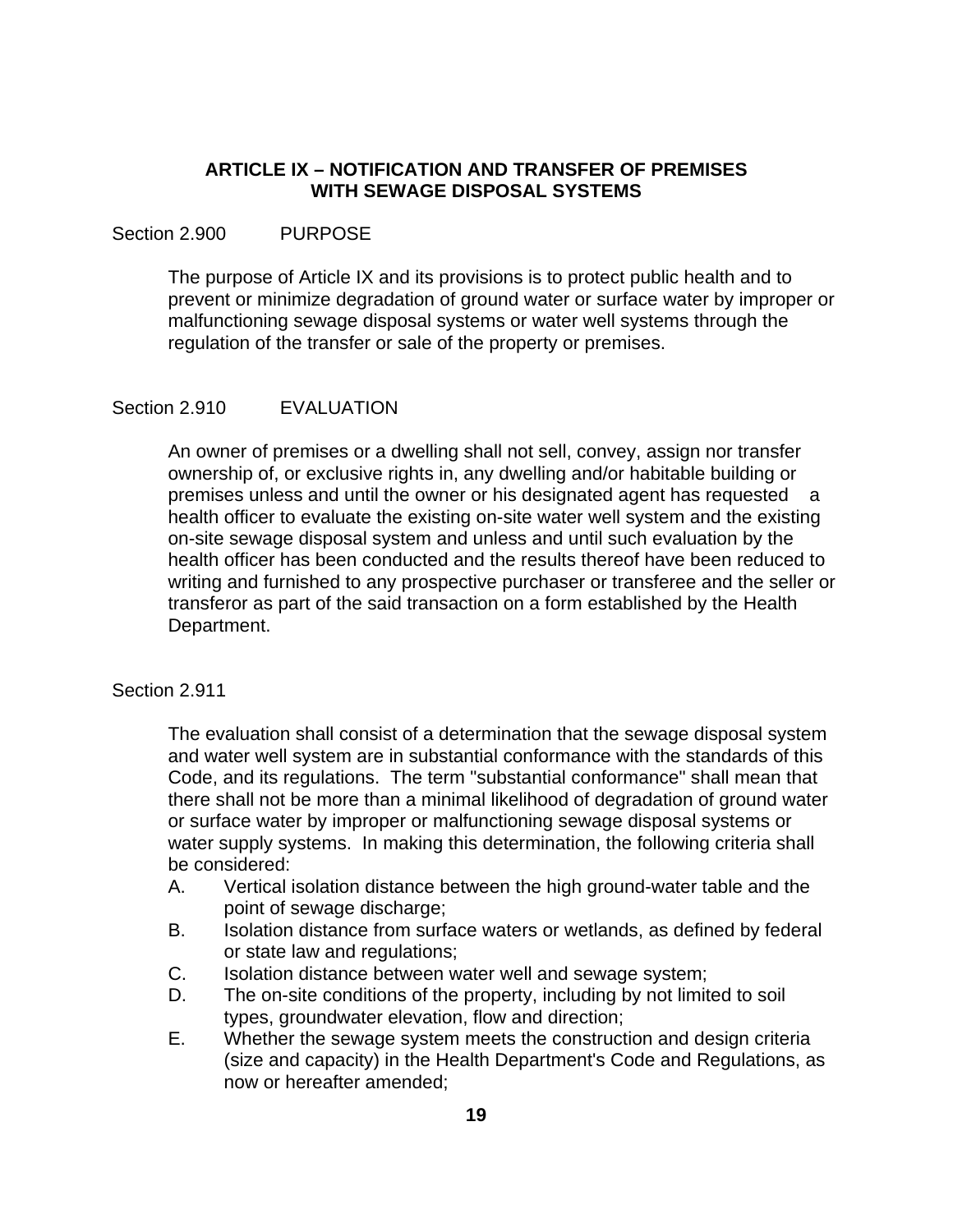## ARTICLE IX – NOTIFICATION AND TRANSFER OF PREMISES WITH SEWAGE DISPOSAL SYSTEMS

Section 2.900 PURPOSE

The purpose of Article IX and its provisions is to protect public health and to prevent or minimize degradation of ground water or surface water by improper or malfunctioning sewage disposal systems or water well systems through the regulation of the transfer or sale of the property or premises.

Section 2.910 EVALUATION

An owner of premises or a dwelling shall not sell, convey, assign nor transfer ownership of, or exclusive rights in, any dwelling and/or habitable building or premises unless and until the owner or his designated agent has requested a health officer to evaluate the existing on-site water well system and the existing on-site sewage disposal system and unless and until such evaluation by the health officer has been conducted and the results thereof have been reduced to writing and furnished to any prospective purchaser or transferee and the seller or transferor as part of the said transaction on a form established by the Health Department.

Section 2.911

The evaluation shall consist of a determination that the sewage disposal system and water well system are in substantial conformance with the standards of this Code, and its regulations. The term "substantial conformance" shall mean that there shall not be more than a minimal likelihood of degradation of ground water or surface water by improper or malfunctioning sewage disposal systems or water supply systems. In making this determination, the following criteria shall be considered:

A. Vertical isolation distance between the high ground-water table and the point of sewage discharge;
B. Isolation distance from surface waters or wetlands, as defined by federal or state law and regulations;
C. Isolation distance between water well and sewage system;
D. The on-site conditions of the property, including by not limited to soil types, groundwater elevation, flow and direction;
E. Whether the sewage system meets the construction and design criteria (size and capacity) in the Health Department's Code and Regulations, as now or hereafter amended;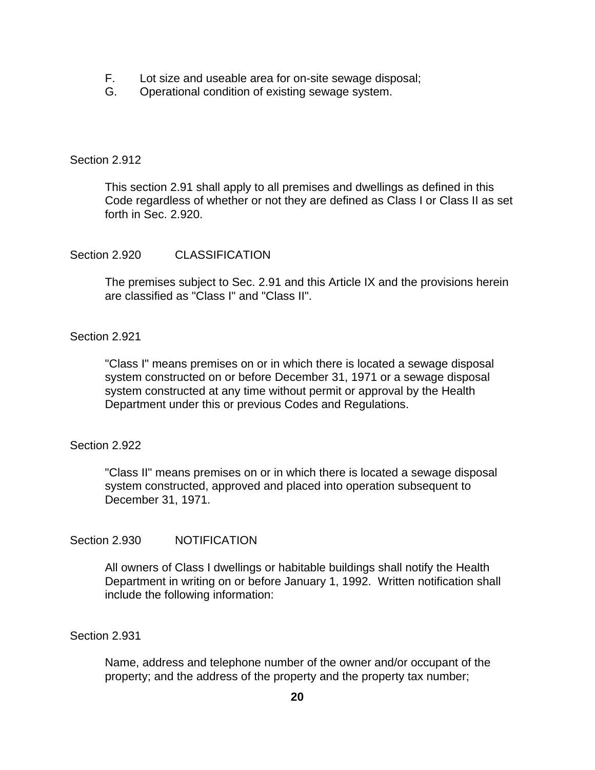F. Lot size and useable area for on-site sewage disposal;
G. Operational condition of existing sewage system.

Section 2.912

This section 2.91 shall apply to all premises and dwellings as defined in this Code regardless of whether or not they are defined as Class I or Class II as set forth in Sec. 2.920.

Section 2.920 CLASSIFICATION

The premises subject to Sec. 2.91 and this Article IX and the provisions herein are classified as "Class I" and "Class II".

Section 2.921

"Class I" means premises on or in which there is located a sewage disposal system constructed on or before December 31, 1971 or a sewage disposal system constructed at any time without permit or approval by the Health Department under this or previous Codes and Regulations.

Section 2.922

"Class II" means premises on or in which there is located a sewage disposal system constructed, approved and placed into operation subsequent to December 31, 1971.

Section 2.930 NOTIFICATION

All owners of Class I dwellings or habitable buildings shall notify the Health Department in writing on or before January 1, 1992. Written notification shall include the following information:

Section 2.931

Name, address and telephone number of the owner and/or occupant of the property; and the address of the property and the property tax number;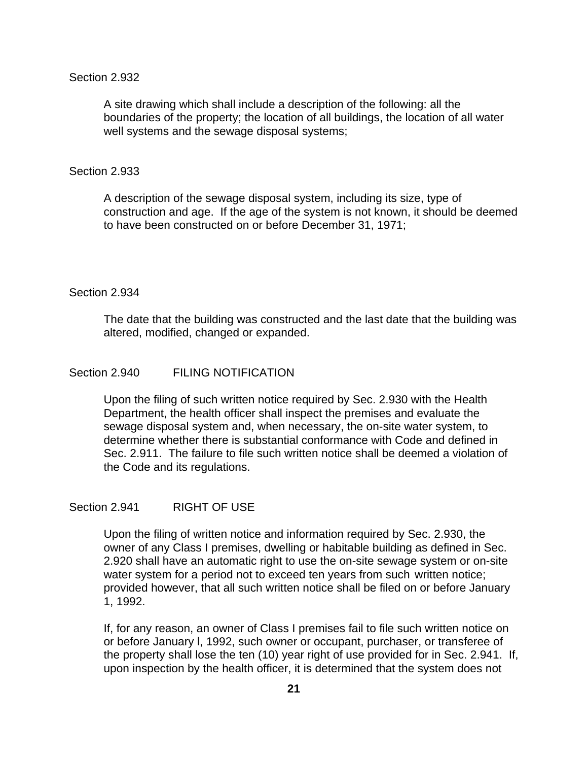Section 2.932

A site drawing which shall include a description of the following: all the boundaries of the property; the location of all buildings, the location of all water well systems and the sewage disposal systems;

Section 2.933

A description of the sewage disposal system, including its size, type of construction and age. If the age of the system is not known, it should be deemed to have been constructed on or before December 31, 1971;

Section 2.934

The date that the building was constructed and the last date that the building was altered, modified, changed or expanded.

Section 2.940 FILING NOTIFICATION

Upon the filing of such written notice required by Sec. 2.930 with the Health Department, the health officer shall inspect the premises and evaluate the sewage disposal system and, when necessary, the on-site water system, to determine whether there is substantial conformance with Code and defined in Sec. 2.911. The failure to file such written notice shall be deemed a violation of the Code and its regulations.

Section 2.941 RIGHT OF USE

Upon the filing of written notice and information required by Sec. 2.930, the owner of any Class I premises, dwelling or habitable building as defined in Sec. 2.920 shall have an automatic right to use the on-site sewage system or on-site water system for a period not to exceed ten years from such written notice; provided however, that all such written notice shall be filed on or before January 1, 1992.

If, for any reason, an owner of Class I premises fail to file such written notice on or before January l, 1992, such owner or occupant, purchaser, or transferee of the property shall lose the ten (10) year right of use provided for in Sec. 2.941. If, upon inspection by the health officer, it is determined that the system does not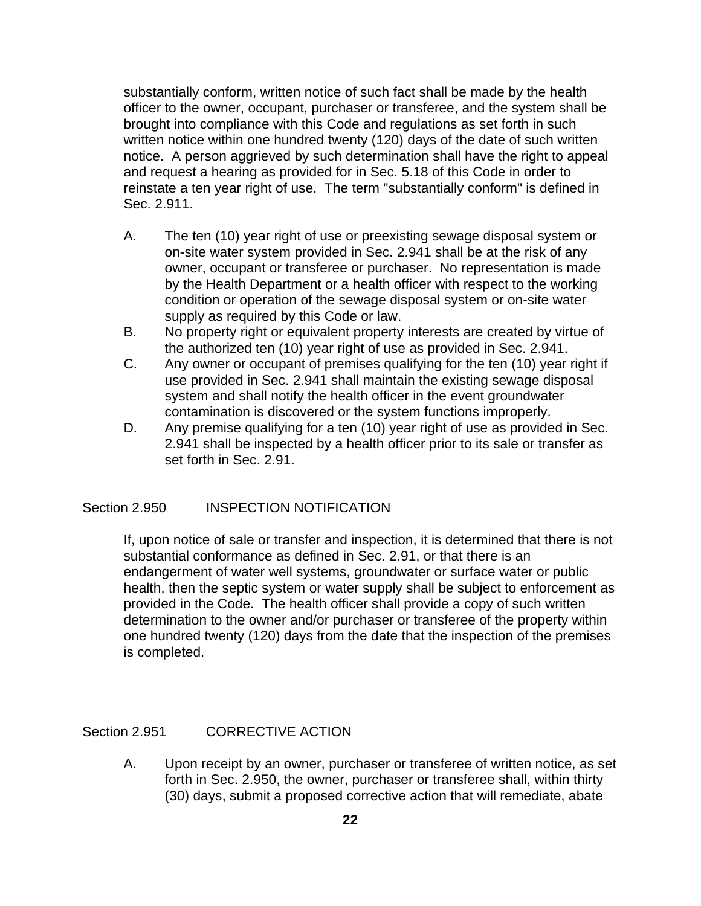substantially conform, written notice of such fact shall be made by the health officer to the owner, occupant, purchaser or transferee, and the system shall be brought into compliance with this Code and regulations as set forth in such written notice within one hundred twenty (120) days of the date of such written notice. A person aggrieved by such determination shall have the right to appeal and request a hearing as provided for in Sec. 5.18 of this Code in order to reinstate a ten year right of use. The term "substantially conform" is defined in Sec. 2.911.

A. The ten (10) year right of use or preexisting sewage disposal system or on-site water system provided in Sec. 2.941 shall be at the risk of any owner, occupant or transferee or purchaser. No representation is made by the Health Department or a health officer with respect to the working condition or operation of the sewage disposal system or on-site water supply as required by this Code or law.
B. No property right or equivalent property interests are created by virtue of the authorized ten (10) year right of use as provided in Sec. 2.941.
C. Any owner or occupant of premises qualifying for the ten (10) year right if use provided in Sec. 2.941 shall maintain the existing sewage disposal system and shall notify the health officer in the event groundwater contamination is discovered or the system functions improperly.
D. Any premise qualifying for a ten (10) year right of use as provided in Sec. 2.941 shall be inspected by a health officer prior to its sale or transfer as set forth in Sec. 2.91.

## Section 2.950 INSPECTION NOTIFICATION

If, upon notice of sale or transfer and inspection, it is determined that there is not substantial conformance as defined in Sec. 2.91, or that there is an endangerment of water well systems, groundwater or surface water or public health, then the septic system or water supply shall be subject to enforcement as provided in the Code. The health officer shall provide a copy of such written determination to the owner and/or purchaser or transferee of the property within one hundred twenty (120) days from the date that the inspection of the premises is completed.

## Section 2.951 CORRECTIVE ACTION

A. Upon receipt by an owner, purchaser or transferee of written notice, as set forth in Sec. 2.950, the owner, purchaser or transferee shall, within thirty (30) days, submit a proposed corrective action that will remediate, abate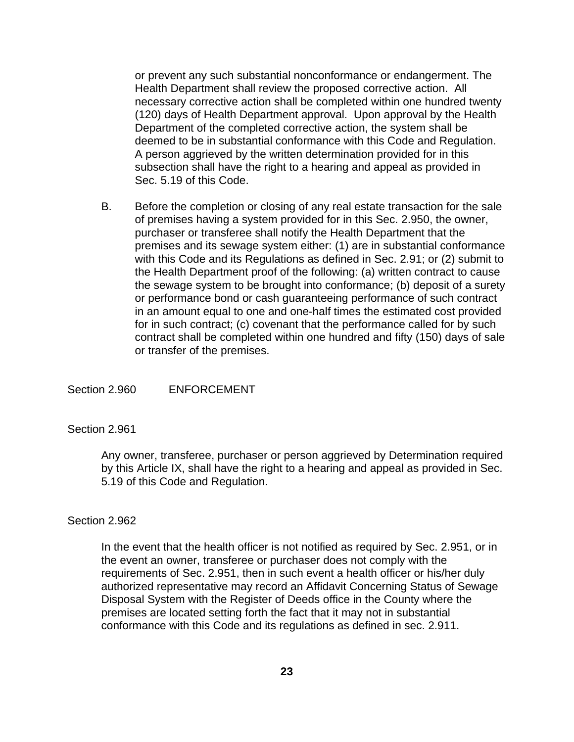or prevent any such substantial nonconformance or endangerment. The Health Department shall review the proposed corrective action. All necessary corrective action shall be completed within one hundred twenty (120) days of Health Department approval. Upon approval by the Health Department of the completed corrective action, the system shall be deemed to be in substantial conformance with this Code and Regulation. A person aggrieved by the written determination provided for in this subsection shall have the right to a hearing and appeal as provided in Sec. 5.19 of this Code.

B. Before the completion or closing of any real estate transaction for the sale of premises having a system provided for in this Sec. 2.950, the owner, purchaser or transferee shall notify the Health Department that the premises and its sewage system either: (1) are in substantial conformance with this Code and its Regulations as defined in Sec. 2.91; or (2) submit to the Health Department proof of the following: (a) written contract to cause the sewage system to be brought into conformance; (b) deposit of a surety or performance bond or cash guaranteeing performance of such contract in an amount equal to one and one-half times the estimated cost provided for in such contract; (c) covenant that the performance called for by such contract shall be completed within one hundred and fifty (150) days of sale or transfer of the premises.

## Section 2.960 ENFORCEMENT

### Section 2.961

Any owner, transferee, purchaser or person aggrieved by Determination required by this Article IX, shall have the right to a hearing and appeal as provided in Sec. 5.19 of this Code and Regulation.

### Section 2.962

In the event that the health officer is not notified as required by Sec. 2.951, or in the event an owner, transferee or purchaser does not comply with the requirements of Sec. 2.951, then in such event a health officer or his/her duly authorized representative may record an Affidavit Concerning Status of Sewage Disposal System with the Register of Deeds office in the County where the premises are located setting forth the fact that it may not in substantial conformance with this Code and its regulations as defined in sec. 2.911.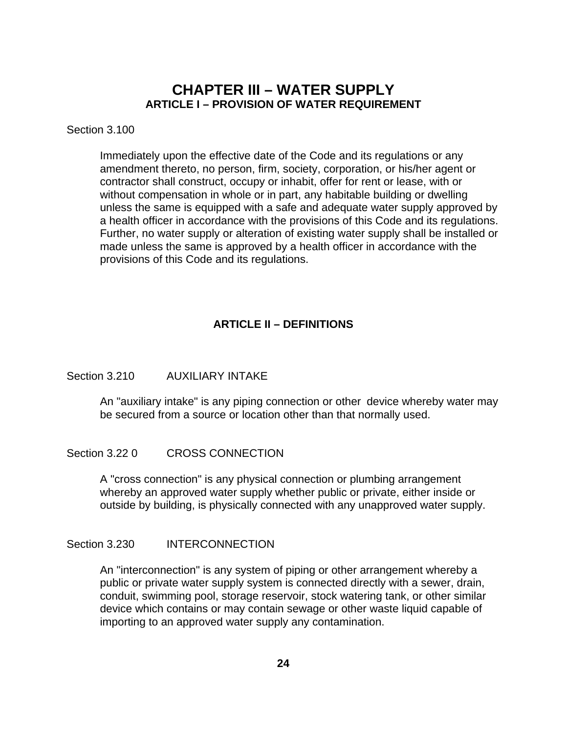# CHAPTER III – WATER SUPPLY

## ARTICLE I – PROVISION OF WATER REQUIREMENT

Section 3.100

Immediately upon the effective date of the Code and its regulations or any amendment thereto, no person, firm, society, corporation, or his/her agent or contractor shall construct, occupy or inhabit, offer for rent or lease, with or without compensation in whole or in part, any habitable building or dwelling unless the same is equipped with a safe and adequate water supply approved by a health officer in accordance with the provisions of this Code and its regulations. Further, no water supply or alteration of existing water supply shall be installed or made unless the same is approved by a health officer in accordance with the provisions of this Code and its regulations.

## ARTICLE II – DEFINITIONS

Section 3.210 AUXILIARY INTAKE

An "auxiliary intake" is any piping connection or other device whereby water may be secured from a source or location other than that normally used.

Section 3.22 0 CROSS CONNECTION

A "cross connection" is any physical connection or plumbing arrangement whereby an approved water supply whether public or private, either inside or outside by building, is physically connected with any unapproved water supply.

Section 3.230 INTERCONNECTION

An "interconnection" is any system of piping or other arrangement whereby a public or private water supply system is connected directly with a sewer, drain, conduit, swimming pool, storage reservoir, stock watering tank, or other similar device which contains or may contain sewage or other waste liquid capable of importing to an approved water supply any contamination.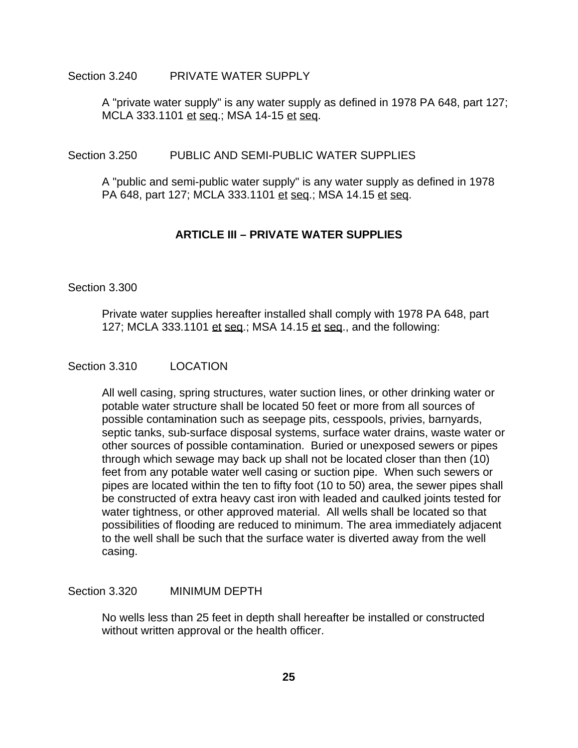Section 3.240 PRIVATE WATER SUPPLY

A "private water supply" is any water supply as defined in 1978 PA 648, part 127; MCLA 333.1101 et seq.; MSA 14-15 et seq.

Section 3.250 PUBLIC AND SEMI-PUBLIC WATER SUPPLIES

A "public and semi-public water supply" is any water supply as defined in 1978 PA 648, part 127; MCLA 333.1101 et seq.; MSA 14.15 et seq.

## ARTICLE III – PRIVATE WATER SUPPLIES

Section 3.300

Private water supplies hereafter installed shall comply with 1978 PA 648, part 127; MCLA 333.1101 et seq.; MSA 14.15 et seq., and the following:

Section 3.310 LOCATION

All well casing, spring structures, water suction lines, or other drinking water or potable water structure shall be located 50 feet or more from all sources of possible contamination such as seepage pits, cesspools, privies, barnyards, septic tanks, sub-surface disposal systems, surface water drains, waste water or other sources of possible contamination. Buried or unexposed sewers or pipes through which sewage may back up shall not be located closer than then (10) feet from any potable water well casing or suction pipe. When such sewers or pipes are located within the ten to fifty foot (10 to 50) area, the sewer pipes shall be constructed of extra heavy cast iron with leaded and caulked joints tested for water tightness, or other approved material. All wells shall be located so that possibilities of flooding are reduced to minimum. The area immediately adjacent to the well shall be such that the surface water is diverted away from the well casing.

Section 3.320 MINIMUM DEPTH

No wells less than 25 feet in depth shall hereafter be installed or constructed without written approval or the health officer.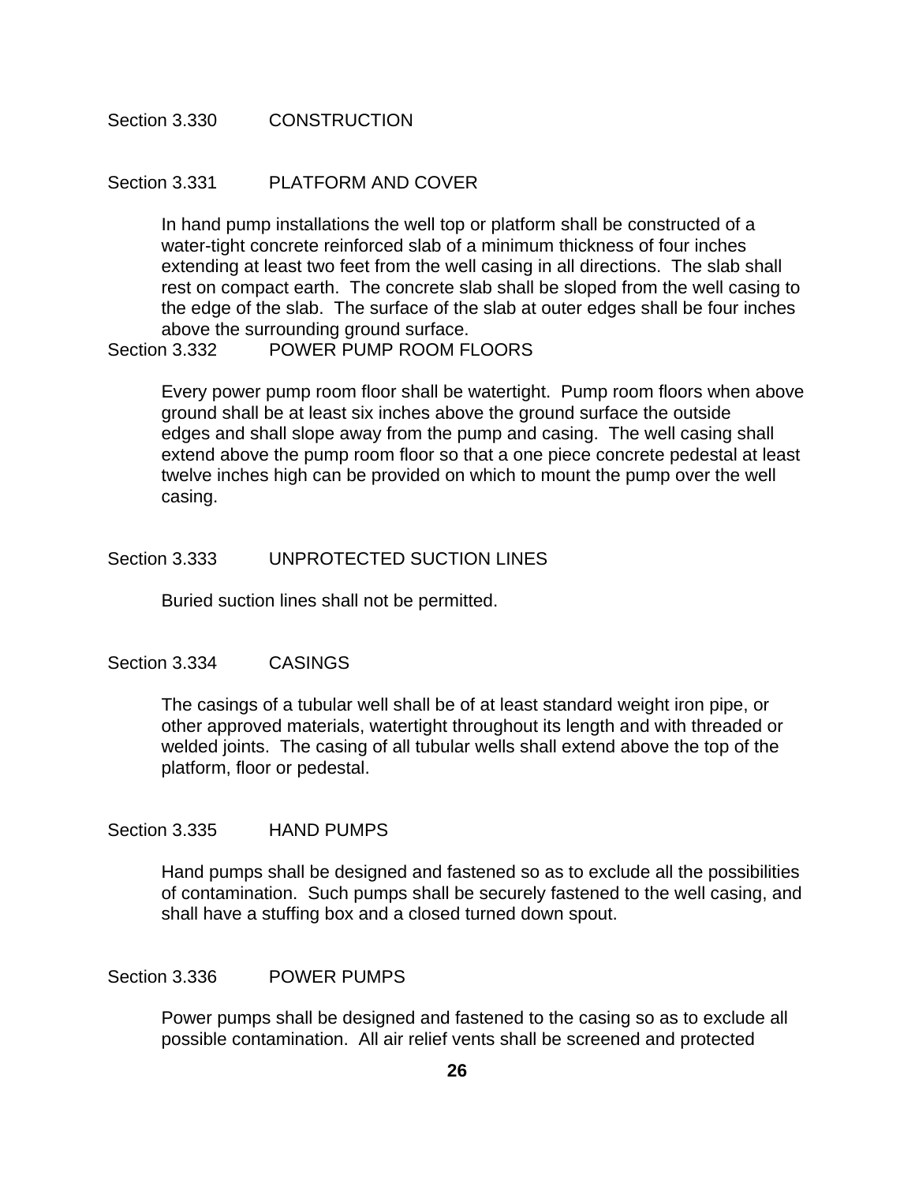## Section 3.330 CONSTRUCTION

### Section 3.331 PLATFORM AND COVER

In hand pump installations the well top or platform shall be constructed of a water-tight concrete reinforced slab of a minimum thickness of four inches extending at least two feet from the well casing in all directions. The slab shall rest on compact earth. The concrete slab shall be sloped from the well casing to the edge of the slab. The surface of the slab at outer edges shall be four inches above the surrounding ground surface.

### Section 3.332 POWER PUMP ROOM FLOORS

Every power pump room floor shall be watertight. Pump room floors when above ground shall be at least six inches above the ground surface the outside edges and shall slope away from the pump and casing. The well casing shall extend above the pump room floor so that a one piece concrete pedestal at least twelve inches high can be provided on which to mount the pump over the well casing.

### Section 3.333 UNPROTECTED SUCTION LINES

Buried suction lines shall not be permitted.

### Section 3.334 CASINGS

The casings of a tubular well shall be of at least standard weight iron pipe, or other approved materials, watertight throughout its length and with threaded or welded joints. The casing of all tubular wells shall extend above the top of the platform, floor or pedestal.

### Section 3.335 HAND PUMPS

Hand pumps shall be designed and fastened so as to exclude all the possibilities of contamination. Such pumps shall be securely fastened to the well casing, and shall have a stuffing box and a closed turned down spout.

### Section 3.336 POWER PUMPS

Power pumps shall be designed and fastened to the casing so as to exclude all possible contamination. All air relief vents shall be screened and protected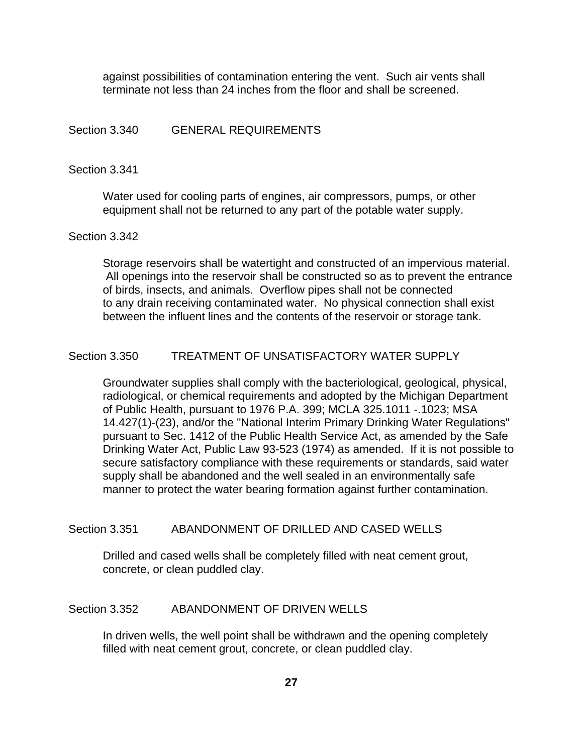against possibilities of contamination entering the vent. Such air vents shall terminate not less than 24 inches from the floor and shall be screened.

## Section 3.340 GENERAL REQUIREMENTS

### Section 3.341

Water used for cooling parts of engines, air compressors, pumps, or other equipment shall not be returned to any part of the potable water supply.

### Section 3.342

Storage reservoirs shall be watertight and constructed of an impervious material. All openings into the reservoir shall be constructed so as to prevent the entrance of birds, insects, and animals. Overflow pipes shall not be connected to any drain receiving contaminated water. No physical connection shall exist between the influent lines and the contents of the reservoir or storage tank.

## Section 3.350 TREATMENT OF UNSATISFACTORY WATER SUPPLY

Groundwater supplies shall comply with the bacteriological, geological, physical, radiological, or chemical requirements and adopted by the Michigan Department of Public Health, pursuant to 1976 P.A. 399; MCLA 325.1011 -.1023; MSA 14.427(1)-(23), and/or the "National Interim Primary Drinking Water Regulations" pursuant to Sec. 1412 of the Public Health Service Act, as amended by the Safe Drinking Water Act, Public Law 93-523 (1974) as amended. If it is not possible to secure satisfactory compliance with these requirements or standards, said water supply shall be abandoned and the well sealed in an environmentally safe manner to protect the water bearing formation against further contamination.

### Section 3.351 ABANDONMENT OF DRILLED AND CASED WELLS

Drilled and cased wells shall be completely filled with neat cement grout, concrete, or clean puddled clay.

### Section 3.352 ABANDONMENT OF DRIVEN WELLS

In driven wells, the well point shall be withdrawn and the opening completely filled with neat cement grout, concrete, or clean puddled clay.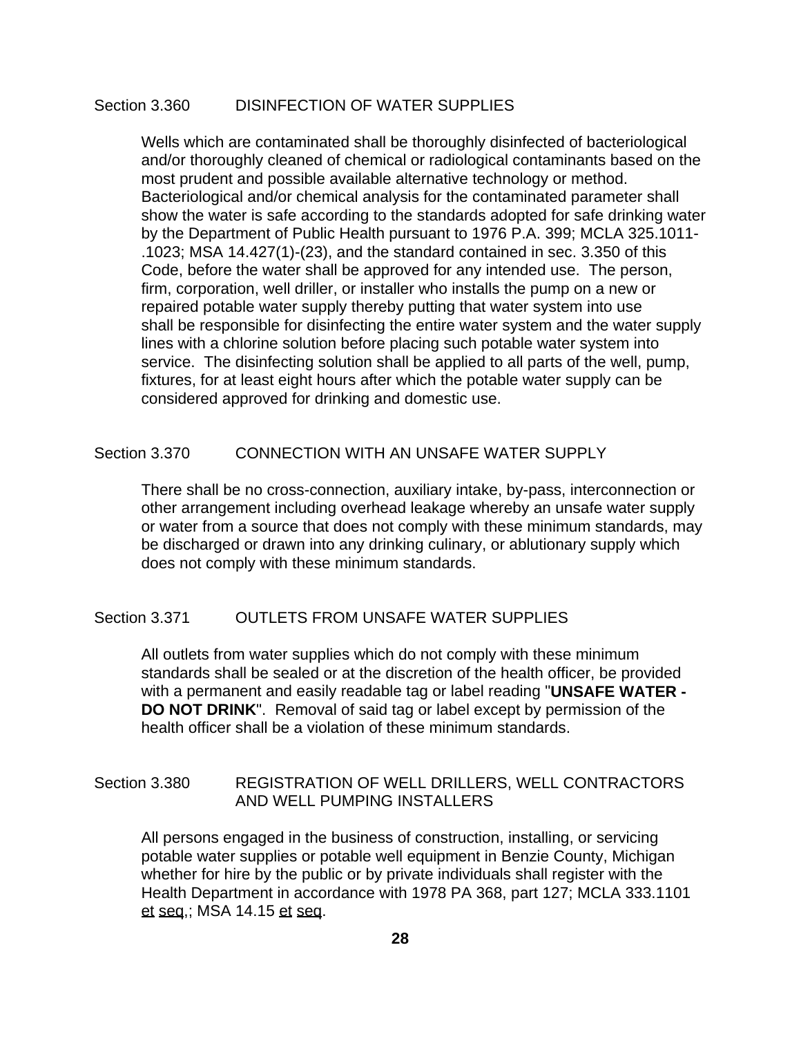## Section 3.360 DISINFECTION OF WATER SUPPLIES

Wells which are contaminated shall be thoroughly disinfected of bacteriological and/or thoroughly cleaned of chemical or radiological contaminants based on the most prudent and possible available alternative technology or method. Bacteriological and/or chemical analysis for the contaminated parameter shall show the water is safe according to the standards adopted for safe drinking water by the Department of Public Health pursuant to 1976 P.A. 399; MCLA 325.1011-.1023; MSA 14.427(1)-(23), and the standard contained in sec. 3.350 of this Code, before the water shall be approved for any intended use. The person, firm, corporation, well driller, or installer who installs the pump on a new or repaired potable water supply thereby putting that water system into use shall be responsible for disinfecting the entire water system and the water supply lines with a chlorine solution before placing such potable water system into service. The disinfecting solution shall be applied to all parts of the well, pump, fixtures, for at least eight hours after which the potable water supply can be considered approved for drinking and domestic use.

## Section 3.370 CONNECTION WITH AN UNSAFE WATER SUPPLY

There shall be no cross-connection, auxiliary intake, by-pass, interconnection or other arrangement including overhead leakage whereby an unsafe water supply or water from a source that does not comply with these minimum standards, may be discharged or drawn into any drinking culinary, or ablutionary supply which does not comply with these minimum standards.

## Section 3.371 OUTLETS FROM UNSAFE WATER SUPPLIES

All outlets from water supplies which do not comply with these minimum standards shall be sealed or at the discretion of the health officer, be provided with a permanent and easily readable tag or label reading "**UNSAFE WATER - DO NOT DRINK**". Removal of said tag or label except by permission of the health officer shall be a violation of these minimum standards.

## Section 3.380 REGISTRATION OF WELL DRILLERS, WELL CONTRACTORS AND WELL PUMPING INSTALLERS

All persons engaged in the business of construction, installing, or servicing potable water supplies or potable well equipment in Benzie County, Michigan whether for hire by the public or by private individuals shall register with the Health Department in accordance with 1978 PA 368, part 127; MCLA 333.1101 et seq,; MSA 14.15 et seq.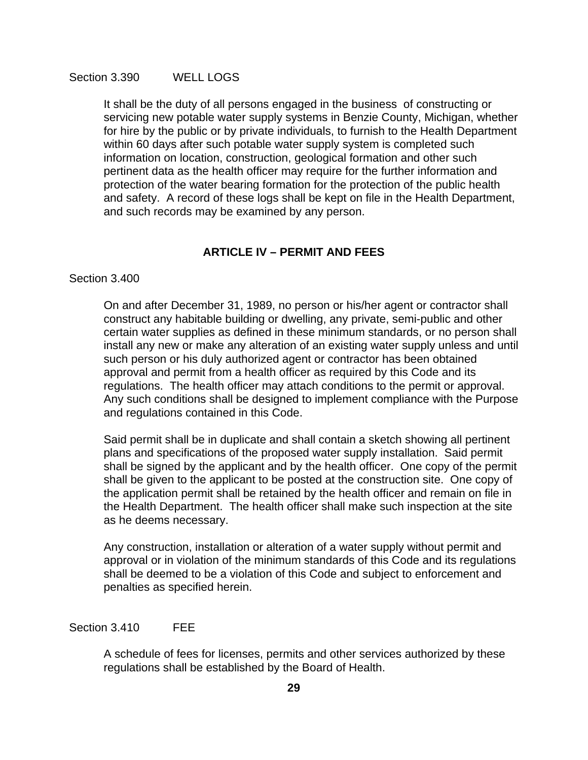Section 3.390 WELL LOGS

It shall be the duty of all persons engaged in the business of constructing or servicing new potable water supply systems in Benzie County, Michigan, whether for hire by the public or by private individuals, to furnish to the Health Department within 60 days after such potable water supply system is completed such information on location, construction, geological formation and other such pertinent data as the health officer may require for the further information and protection of the water bearing formation for the protection of the public health and safety. A record of these logs shall be kept on file in the Health Department, and such records may be examined by any person.

## ARTICLE IV – PERMIT AND FEES

Section 3.400

On and after December 31, 1989, no person or his/her agent or contractor shall construct any habitable building or dwelling, any private, semi-public and other certain water supplies as defined in these minimum standards, or no person shall install any new or make any alteration of an existing water supply unless and until such person or his duly authorized agent or contractor has been obtained approval and permit from a health officer as required by this Code and its regulations. The health officer may attach conditions to the permit or approval. Any such conditions shall be designed to implement compliance with the Purpose and regulations contained in this Code.

Said permit shall be in duplicate and shall contain a sketch showing all pertinent plans and specifications of the proposed water supply installation. Said permit shall be signed by the applicant and by the health officer. One copy of the permit shall be given to the applicant to be posted at the construction site. One copy of the application permit shall be retained by the health officer and remain on file in the Health Department. The health officer shall make such inspection at the site as he deems necessary.

Any construction, installation or alteration of a water supply without permit and approval or in violation of the minimum standards of this Code and its regulations shall be deemed to be a violation of this Code and subject to enforcement and penalties as specified herein.

Section 3.410 FEE

A schedule of fees for licenses, permits and other services authorized by these regulations shall be established by the Board of Health.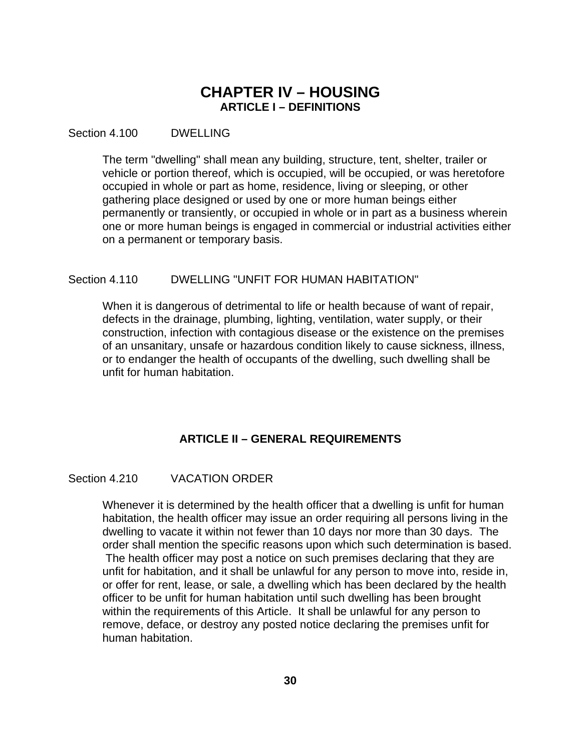# CHAPTER IV – HOUSING

## ARTICLE I – DEFINITIONS

Section 4.100 DWELLING

The term "dwelling" shall mean any building, structure, tent, shelter, trailer or vehicle or portion thereof, which is occupied, will be occupied, or was heretofore occupied in whole or part as home, residence, living or sleeping, or other gathering place designed or used by one or more human beings either permanently or transiently, or occupied in whole or in part as a business wherein one or more human beings is engaged in commercial or industrial activities either on a permanent or temporary basis.

Section 4.110 DWELLING "UNFIT FOR HUMAN HABITATION"

When it is dangerous of detrimental to life or health because of want of repair, defects in the drainage, plumbing, lighting, ventilation, water supply, or their construction, infection with contagious disease or the existence on the premises of an unsanitary, unsafe or hazardous condition likely to cause sickness, illness, or to endanger the health of occupants of the dwelling, such dwelling shall be unfit for human habitation.

## ARTICLE II – GENERAL REQUIREMENTS

Section 4.210 VACATION ORDER

Whenever it is determined by the health officer that a dwelling is unfit for human habitation, the health officer may issue an order requiring all persons living in the dwelling to vacate it within not fewer than 10 days nor more than 30 days. The order shall mention the specific reasons upon which such determination is based. The health officer may post a notice on such premises declaring that they are unfit for habitation, and it shall be unlawful for any person to move into, reside in, or offer for rent, lease, or sale, a dwelling which has been declared by the health officer to be unfit for human habitation until such dwelling has been brought within the requirements of this Article. It shall be unlawful for any person to remove, deface, or destroy any posted notice declaring the premises unfit for human habitation.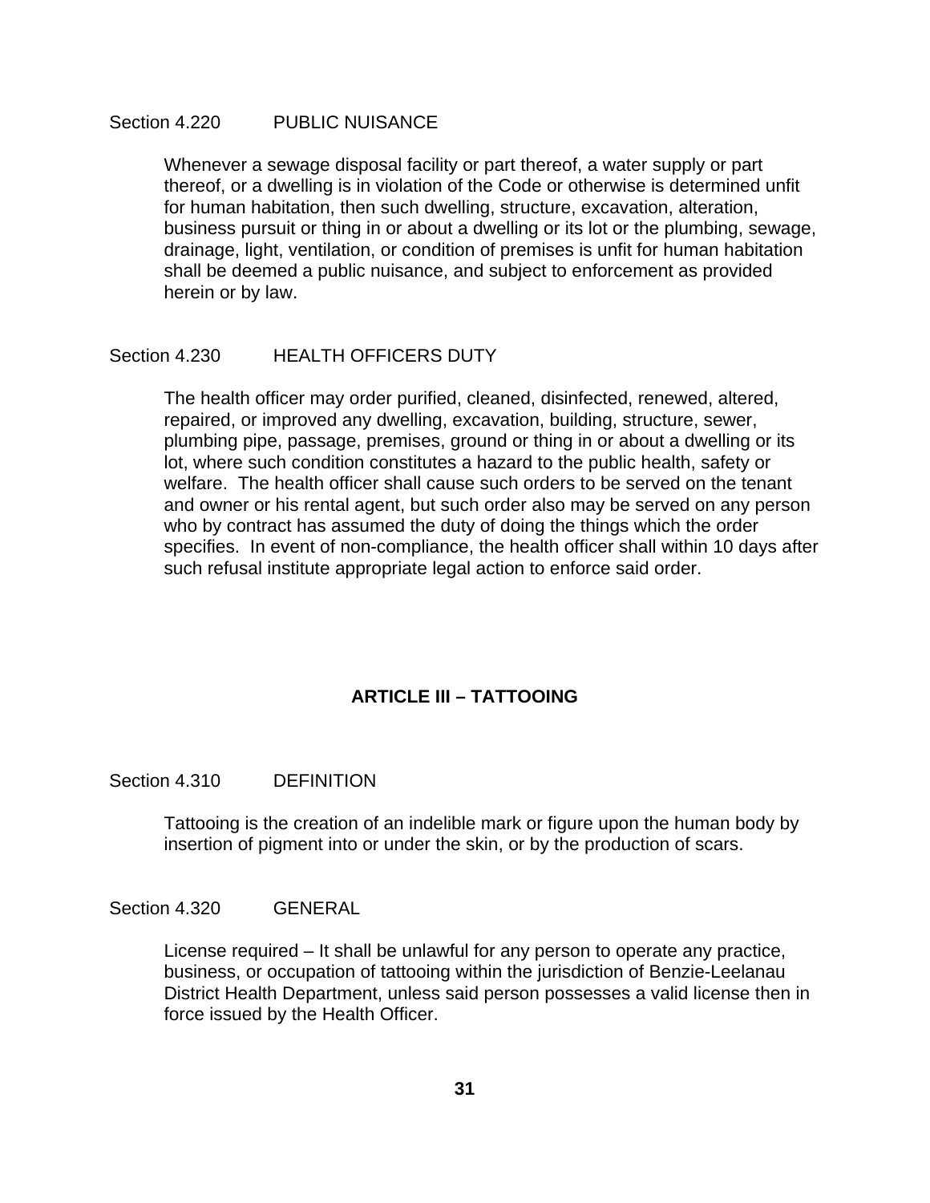### Section 4.220 PUBLIC NUISANCE

Whenever a sewage disposal facility or part thereof, a water supply or part thereof, or a dwelling is in violation of the Code or otherwise is determined unfit for human habitation, then such dwelling, structure, excavation, alteration, business pursuit or thing in or about a dwelling or its lot or the plumbing, sewage, drainage, light, ventilation, or condition of premises is unfit for human habitation shall be deemed a public nuisance, and subject to enforcement as provided herein or by law.

### Section 4.230 HEALTH OFFICERS DUTY

The health officer may order purified, cleaned, disinfected, renewed, altered, repaired, or improved any dwelling, excavation, building, structure, sewer, plumbing pipe, passage, premises, ground or thing in or about a dwelling or its lot, where such condition constitutes a hazard to the public health, safety or welfare. The health officer shall cause such orders to be served on the tenant and owner or his rental agent, but such order also may be served on any person who by contract has assumed the duty of doing the things which the order specifies. In event of non-compliance, the health officer shall within 10 days after such refusal institute appropriate legal action to enforce said order.

## ARTICLE III – TATTOOING

### Section 4.310 DEFINITION

Tattooing is the creation of an indelible mark or figure upon the human body by insertion of pigment into or under the skin, or by the production of scars.

### Section 4.320 GENERAL

License required – It shall be unlawful for any person to operate any practice, business, or occupation of tattooing within the jurisdiction of Benzie-Leelanau District Health Department, unless said person possesses a valid license then in force issued by the Health Officer.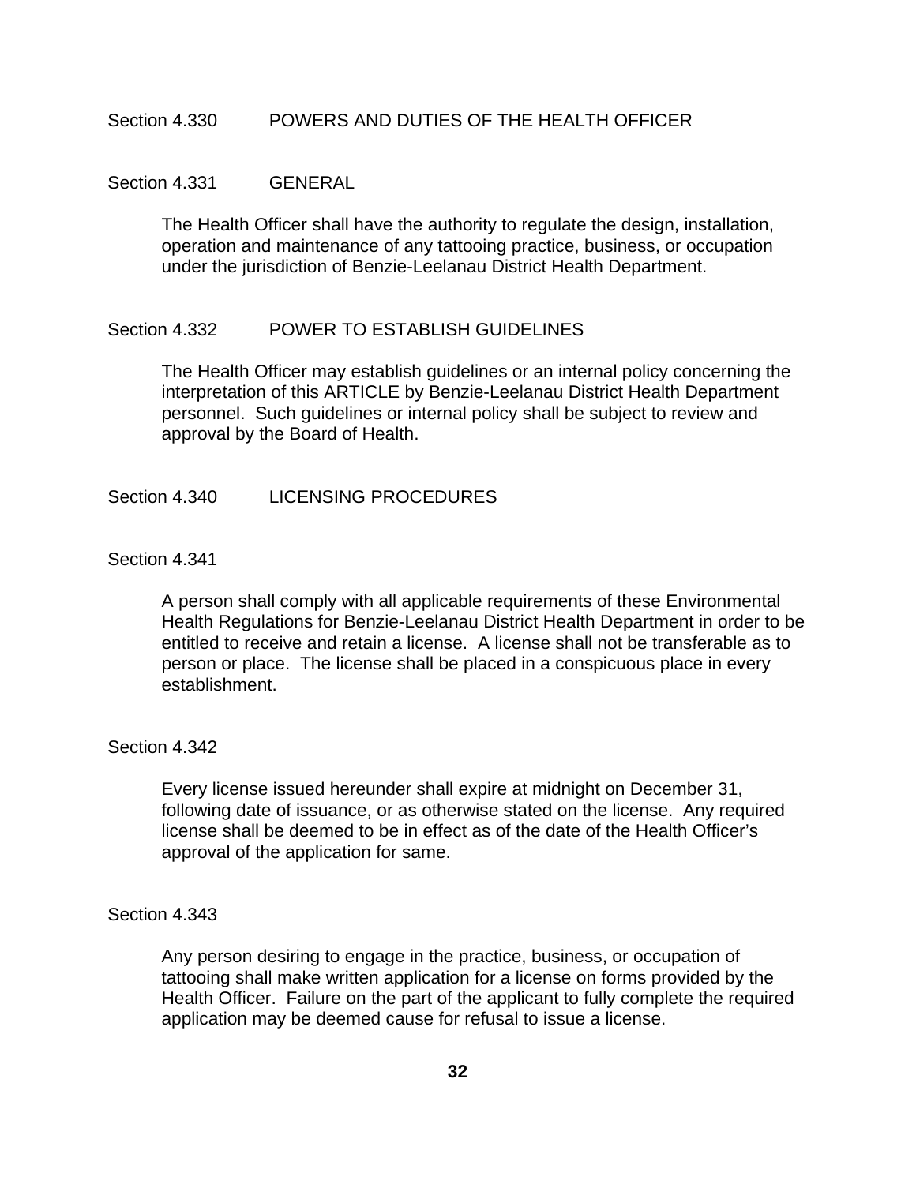## Section 4.330 POWERS AND DUTIES OF THE HEALTH OFFICER

### Section 4.331 GENERAL

The Health Officer shall have the authority to regulate the design, installation, operation and maintenance of any tattooing practice, business, or occupation under the jurisdiction of Benzie-Leelanau District Health Department.

### Section 4.332 POWER TO ESTABLISH GUIDELINES

The Health Officer may establish guidelines or an internal policy concerning the interpretation of this ARTICLE by Benzie-Leelanau District Health Department personnel. Such guidelines or internal policy shall be subject to review and approval by the Board of Health.

## Section 4.340 LICENSING PROCEDURES

### Section 4.341

A person shall comply with all applicable requirements of these Environmental Health Regulations for Benzie-Leelanau District Health Department in order to be entitled to receive and retain a license. A license shall not be transferable as to person or place. The license shall be placed in a conspicuous place in every establishment.

### Section 4.342

Every license issued hereunder shall expire at midnight on December 31, following date of issuance, or as otherwise stated on the license. Any required license shall be deemed to be in effect as of the date of the Health Officer's approval of the application for same.

### Section 4.343

Any person desiring to engage in the practice, business, or occupation of tattooing shall make written application for a license on forms provided by the Health Officer. Failure on the part of the applicant to fully complete the required application may be deemed cause for refusal to issue a license.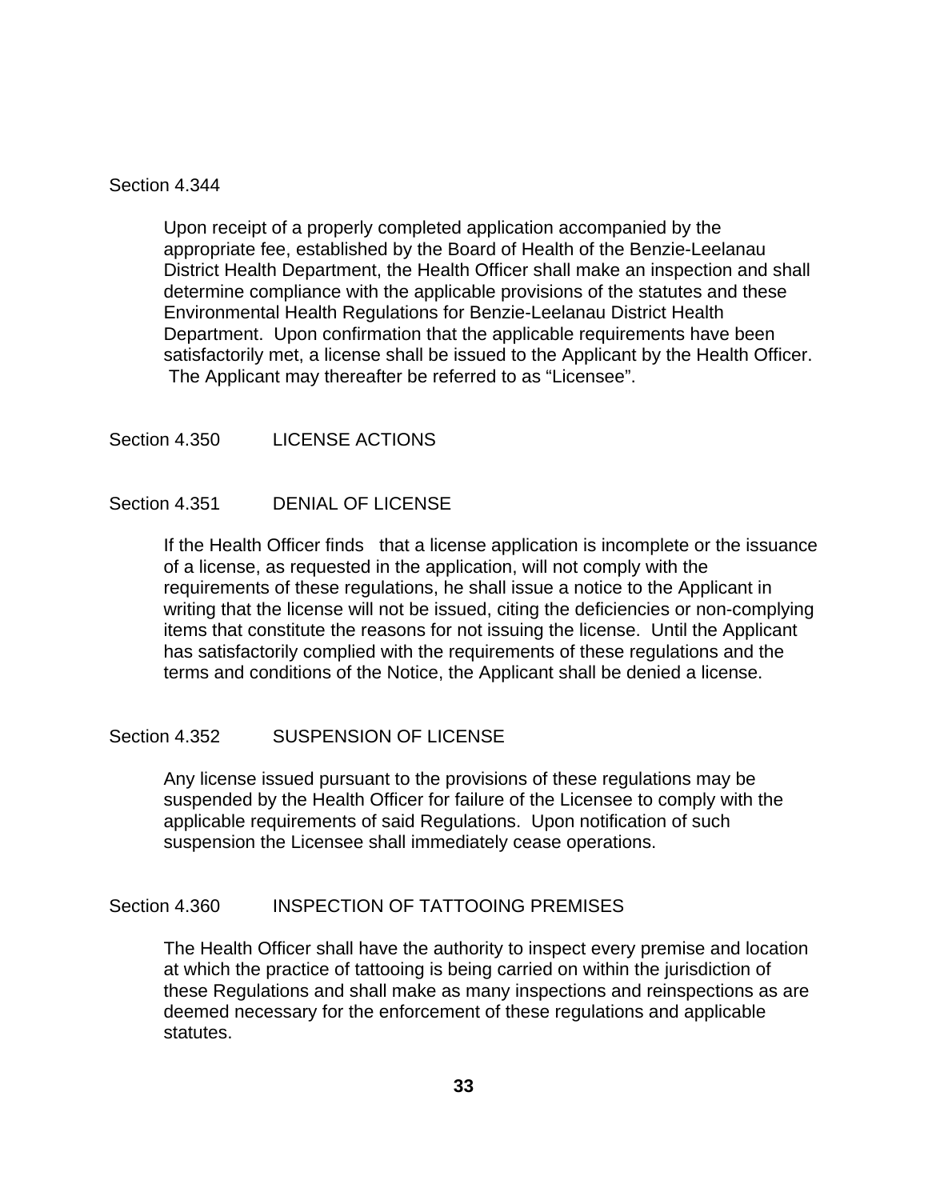Section 4.344

Upon receipt of a properly completed application accompanied by the appropriate fee, established by the Board of Health of the Benzie-Leelanau District Health Department, the Health Officer shall make an inspection and shall determine compliance with the applicable provisions of the statutes and these Environmental Health Regulations for Benzie-Leelanau District Health Department. Upon confirmation that the applicable requirements have been satisfactorily met, a license shall be issued to the Applicant by the Health Officer. The Applicant may thereafter be referred to as "Licensee".

## Section 4.350 LICENSE ACTIONS

### Section 4.351 DENIAL OF LICENSE

If the Health Officer finds that a license application is incomplete or the issuance of a license, as requested in the application, will not comply with the requirements of these regulations, he shall issue a notice to the Applicant in writing that the license will not be issued, citing the deficiencies or non-complying items that constitute the reasons for not issuing the license. Until the Applicant has satisfactorily complied with the requirements of these regulations and the terms and conditions of the Notice, the Applicant shall be denied a license.

### Section 4.352 SUSPENSION OF LICENSE

Any license issued pursuant to the provisions of these regulations may be suspended by the Health Officer for failure of the Licensee to comply with the applicable requirements of said Regulations. Upon notification of such suspension the Licensee shall immediately cease operations.

## Section 4.360 INSPECTION OF TATTOOING PREMISES

The Health Officer shall have the authority to inspect every premise and location at which the practice of tattooing is being carried on within the jurisdiction of these Regulations and shall make as many inspections and reinspections as are deemed necessary for the enforcement of these regulations and applicable statutes.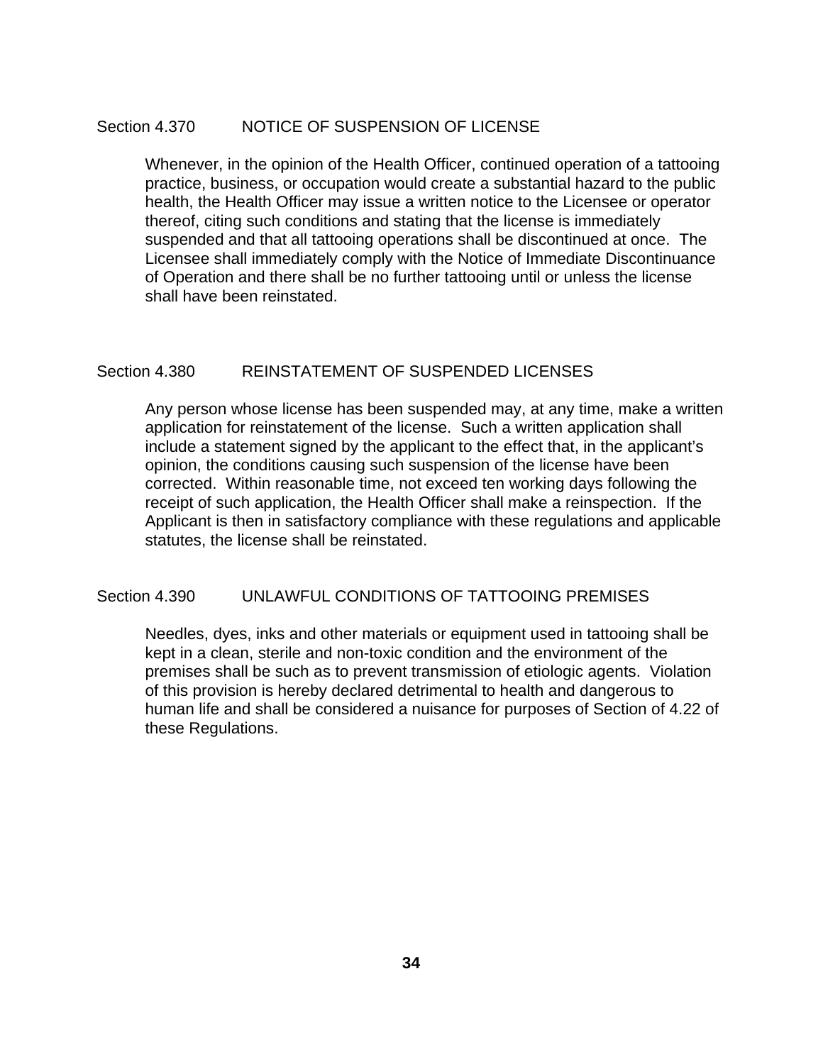### Section 4.370 NOTICE OF SUSPENSION OF LICENSE

Whenever, in the opinion of the Health Officer, continued operation of a tattooing practice, business, or occupation would create a substantial hazard to the public health, the Health Officer may issue a written notice to the Licensee or operator thereof, citing such conditions and stating that the license is immediately suspended and that all tattooing operations shall be discontinued at once. The Licensee shall immediately comply with the Notice of Immediate Discontinuance of Operation and there shall be no further tattooing until or unless the license shall have been reinstated.

### Section 4.380 REINSTATEMENT OF SUSPENDED LICENSES

Any person whose license has been suspended may, at any time, make a written application for reinstatement of the license. Such a written application shall include a statement signed by the applicant to the effect that, in the applicant's opinion, the conditions causing such suspension of the license have been corrected. Within reasonable time, not exceed ten working days following the receipt of such application, the Health Officer shall make a reinspection. If the Applicant is then in satisfactory compliance with these regulations and applicable statutes, the license shall be reinstated.

### Section 4.390 UNLAWFUL CONDITIONS OF TATTOOING PREMISES

Needles, dyes, inks and other materials or equipment used in tattooing shall be kept in a clean, sterile and non-toxic condition and the environment of the premises shall be such as to prevent transmission of etiologic agents. Violation of this provision is hereby declared detrimental to health and dangerous to human life and shall be considered a nuisance for purposes of Section of 4.22 of these Regulations.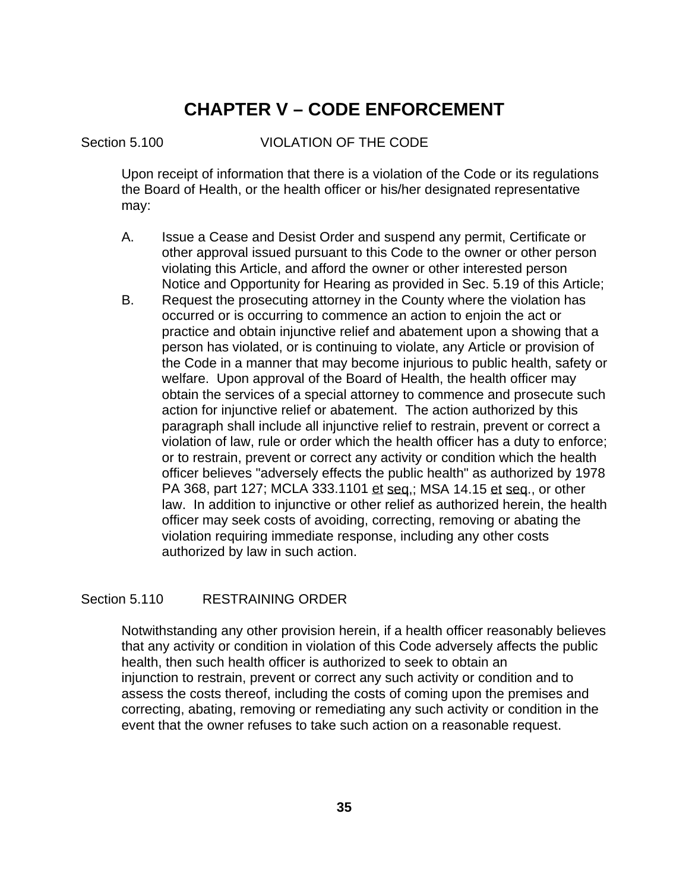# CHAPTER V – CODE ENFORCEMENT

Section 5.100 VIOLATION OF THE CODE

Upon receipt of information that there is a violation of the Code or its regulations the Board of Health, or the health officer or his/her designated representative may:

A. Issue a Cease and Desist Order and suspend any permit, Certificate or other approval issued pursuant to this Code to the owner or other person violating this Article, and afford the owner or other interested person Notice and Opportunity for Hearing as provided in Sec. 5.19 of this Article;

B. Request the prosecuting attorney in the County where the violation has occurred or is occurring to commence an action to enjoin the act or practice and obtain injunctive relief and abatement upon a showing that a person has violated, or is continuing to violate, any Article or provision of the Code in a manner that may become injurious to public health, safety or welfare. Upon approval of the Board of Health, the health officer may obtain the services of a special attorney to commence and prosecute such action for injunctive relief or abatement. The action authorized by this paragraph shall include all injunctive relief to restrain, prevent or correct a violation of law, rule or order which the health officer has a duty to enforce; or to restrain, prevent or correct any activity or condition which the health officer believes "adversely effects the public health" as authorized by 1978 PA 368, part 127; MCLA 333.1101 et seq,; MSA 14.15 et seq., or other law. In addition to injunctive or other relief as authorized herein, the health officer may seek costs of avoiding, correcting, removing or abating the violation requiring immediate response, including any other costs authorized by law in such action.

Section 5.110 RESTRAINING ORDER

Notwithstanding any other provision herein, if a health officer reasonably believes that any activity or condition in violation of this Code adversely affects the public health, then such health officer is authorized to seek to obtain an injunction to restrain, prevent or correct any such activity or condition and to assess the costs thereof, including the costs of coming upon the premises and correcting, abating, removing or remediating any such activity or condition in the event that the owner refuses to take such action on a reasonable request.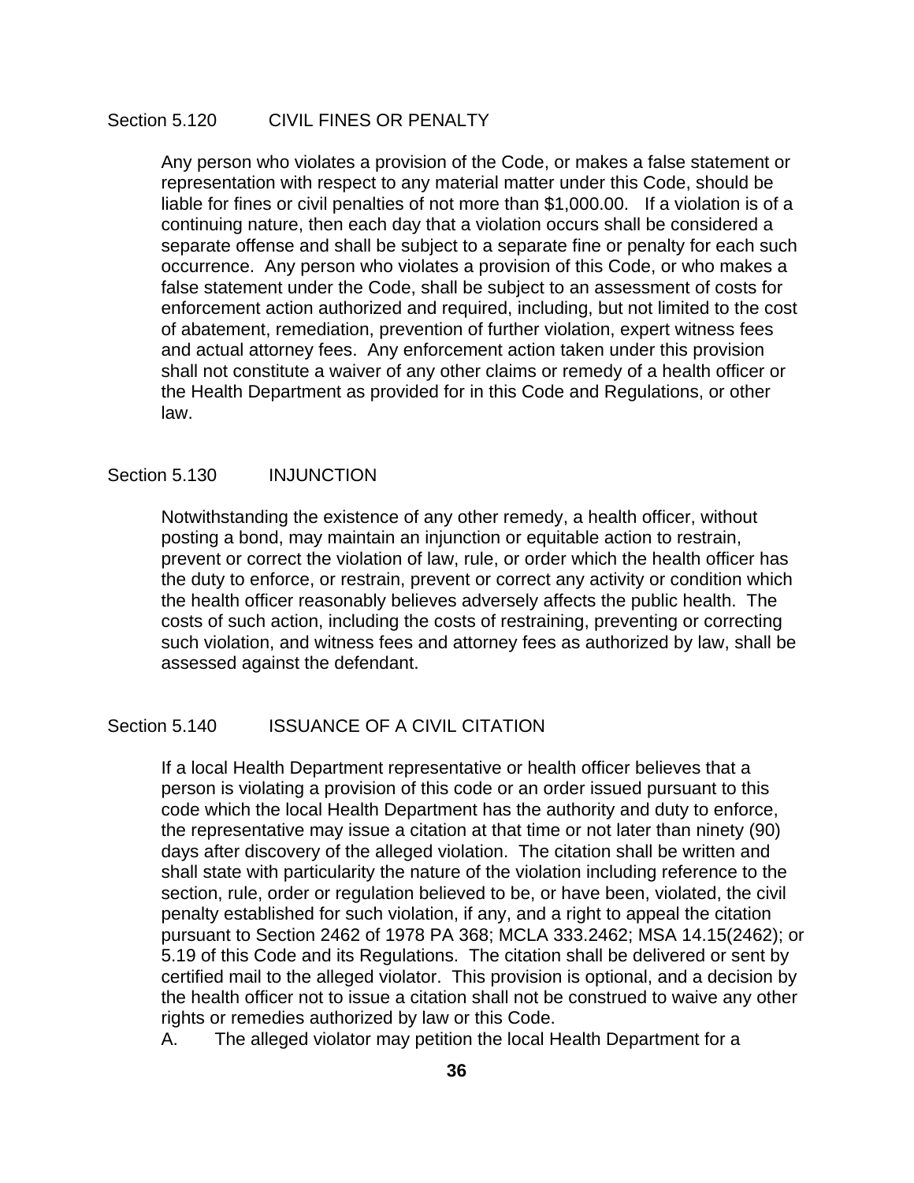## Section 5.120 CIVIL FINES OR PENALTY

Any person who violates a provision of the Code, or makes a false statement or representation with respect to any material matter under this Code, should be liable for fines or civil penalties of not more than $1,000.00. If a violation is of a continuing nature, then each day that a violation occurs shall be considered a separate offense and shall be subject to a separate fine or penalty for each such occurrence. Any person who violates a provision of this Code, or who makes a false statement under the Code, shall be subject to an assessment of costs for enforcement action authorized and required, including, but not limited to the cost of abatement, remediation, prevention of further violation, expert witness fees and actual attorney fees. Any enforcement action taken under this provision shall not constitute a waiver of any other claims or remedy of a health officer or the Health Department as provided for in this Code and Regulations, or other law.

## Section 5.130 INJUNCTION

Notwithstanding the existence of any other remedy, a health officer, without posting a bond, may maintain an injunction or equitable action to restrain, prevent or correct the violation of law, rule, or order which the health officer has the duty to enforce, or restrain, prevent or correct any activity or condition which the health officer reasonably believes adversely affects the public health. The costs of such action, including the costs of restraining, preventing or correcting such violation, and witness fees and attorney fees as authorized by law, shall be assessed against the defendant.

## Section 5.140 ISSUANCE OF A CIVIL CITATION

If a local Health Department representative or health officer believes that a person is violating a provision of this code or an order issued pursuant to this code which the local Health Department has the authority and duty to enforce, the representative may issue a citation at that time or not later than ninety (90) days after discovery of the alleged violation. The citation shall be written and shall state with particularity the nature of the violation including reference to the section, rule, order or regulation believed to be, or have been, violated, the civil penalty established for such violation, if any, and a right to appeal the citation pursuant to Section 2462 of 1978 PA 368; MCLA 333.2462; MSA 14.15(2462); or 5.19 of this Code and its Regulations. The citation shall be delivered or sent by certified mail to the alleged violator. This provision is optional, and a decision by the health officer not to issue a citation shall not be construed to waive any other rights or remedies authorized by law or this Code.

A. The alleged violator may petition the local Health Department for a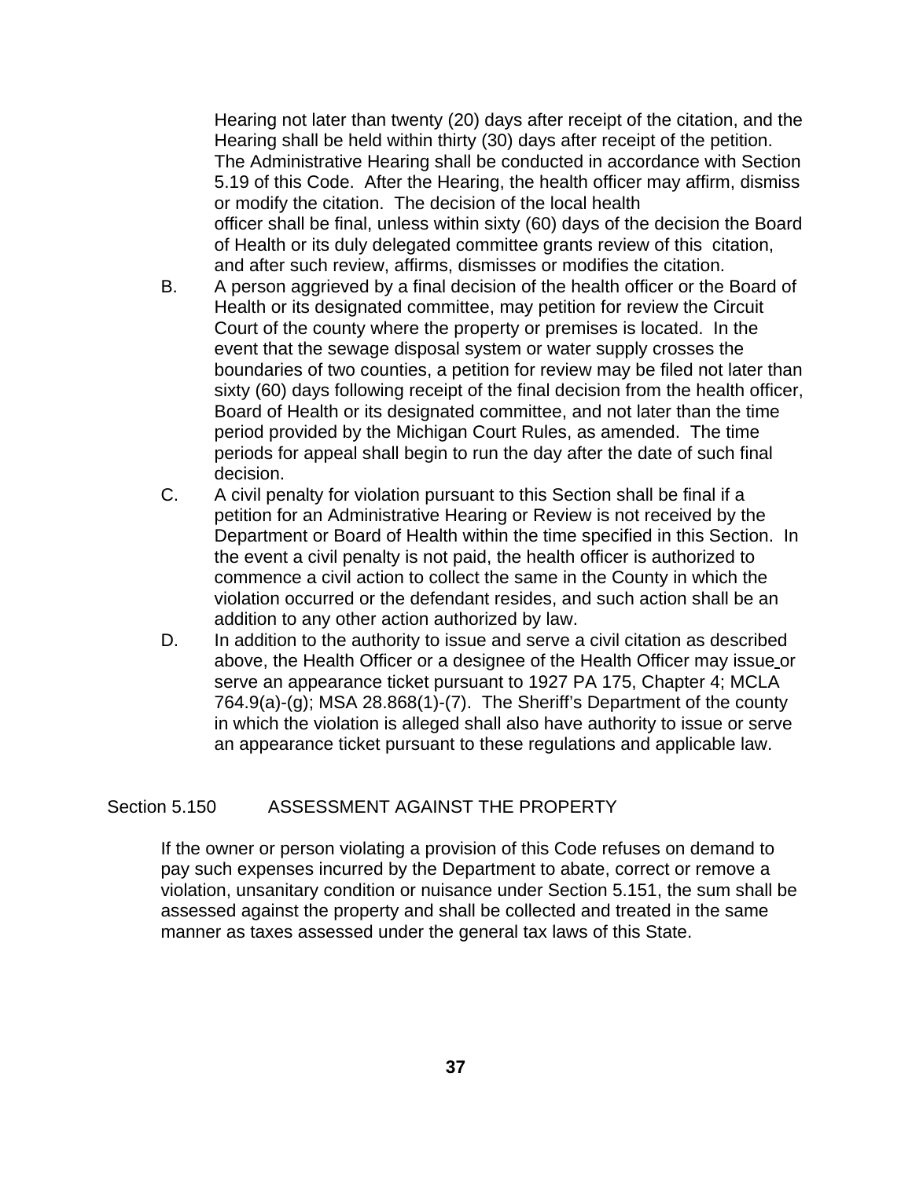Hearing not later than twenty (20) days after receipt of the citation, and the Hearing shall be held within thirty (30) days after receipt of the petition. The Administrative Hearing shall be conducted in accordance with Section 5.19 of this Code. After the Hearing, the health officer may affirm, dismiss or modify the citation. The decision of the local health officer shall be final, unless within sixty (60) days of the decision the Board of Health or its duly delegated committee grants review of this citation, and after such review, affirms, dismisses or modifies the citation.

B. A person aggrieved by a final decision of the health officer or the Board of Health or its designated committee, may petition for review the Circuit Court of the county where the property or premises is located. In the event that the sewage disposal system or water supply crosses the boundaries of two counties, a petition for review may be filed not later than sixty (60) days following receipt of the final decision from the health officer, Board of Health or its designated committee, and not later than the time period provided by the Michigan Court Rules, as amended. The time periods for appeal shall begin to run the day after the date of such final decision.

C. A civil penalty for violation pursuant to this Section shall be final if a petition for an Administrative Hearing or Review is not received by the Department or Board of Health within the time specified in this Section. In the event a civil penalty is not paid, the health officer is authorized to commence a civil action to collect the same in the County in which the violation occurred or the defendant resides, and such action shall be an addition to any other action authorized by law.

D. In addition to the authority to issue and serve a civil citation as described above, the Health Officer or a designee of the Health Officer may issue or serve an appearance ticket pursuant to 1927 PA 175, Chapter 4; MCLA 764.9(a)-(g); MSA 28.868(1)-(7). The Sheriff's Department of the county in which the violation is alleged shall also have authority to issue or serve an appearance ticket pursuant to these regulations and applicable law.

## Section 5.150 ASSESSMENT AGAINST THE PROPERTY

If the owner or person violating a provision of this Code refuses on demand to pay such expenses incurred by the Department to abate, correct or remove a violation, unsanitary condition or nuisance under Section 5.151, the sum shall be assessed against the property and shall be collected and treated in the same manner as taxes assessed under the general tax laws of this State.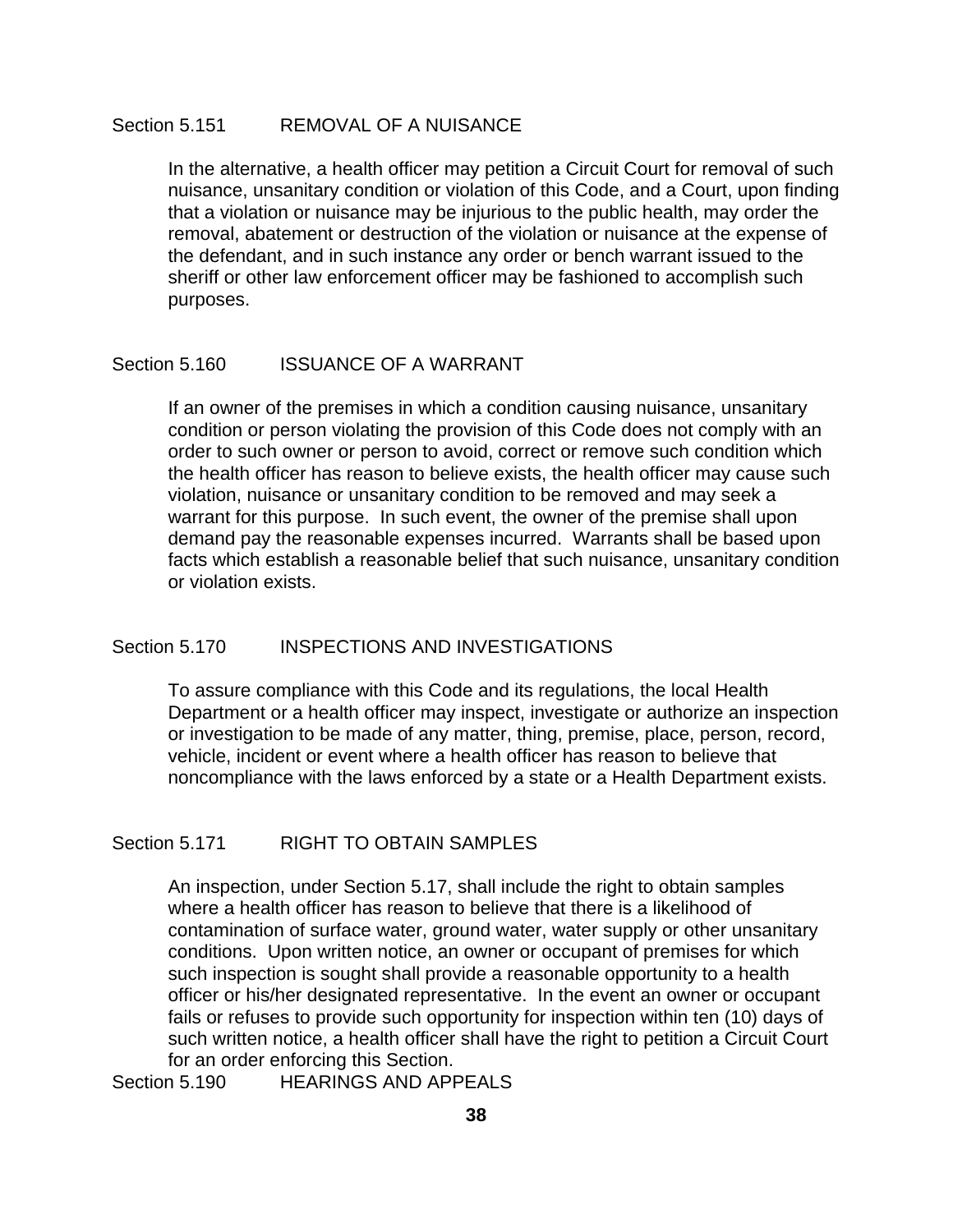### Section 5.151 REMOVAL OF A NUISANCE

In the alternative, a health officer may petition a Circuit Court for removal of such nuisance, unsanitary condition or violation of this Code, and a Court, upon finding that a violation or nuisance may be injurious to the public health, may order the removal, abatement or destruction of the violation or nuisance at the expense of the defendant, and in such instance any order or bench warrant issued to the sheriff or other law enforcement officer may be fashioned to accomplish such purposes.

### Section 5.160 ISSUANCE OF A WARRANT

If an owner of the premises in which a condition causing nuisance, unsanitary condition or person violating the provision of this Code does not comply with an order to such owner or person to avoid, correct or remove such condition which the health officer has reason to believe exists, the health officer may cause such violation, nuisance or unsanitary condition to be removed and may seek a warrant for this purpose. In such event, the owner of the premise shall upon demand pay the reasonable expenses incurred. Warrants shall be based upon facts which establish a reasonable belief that such nuisance, unsanitary condition or violation exists.

### Section 5.170 INSPECTIONS AND INVESTIGATIONS

To assure compliance with this Code and its regulations, the local Health Department or a health officer may inspect, investigate or authorize an inspection or investigation to be made of any matter, thing, premise, place, person, record, vehicle, incident or event where a health officer has reason to believe that noncompliance with the laws enforced by a state or a Health Department exists.

### Section 5.171 RIGHT TO OBTAIN SAMPLES

An inspection, under Section 5.17, shall include the right to obtain samples where a health officer has reason to believe that there is a likelihood of contamination of surface water, ground water, water supply or other unsanitary conditions. Upon written notice, an owner or occupant of premises for which such inspection is sought shall provide a reasonable opportunity to a health officer or his/her designated representative. In the event an owner or occupant fails or refuses to provide such opportunity for inspection within ten (10) days of such written notice, a health officer shall have the right to petition a Circuit Court for an order enforcing this Section.

### Section 5.190 HEARINGS AND APPEALS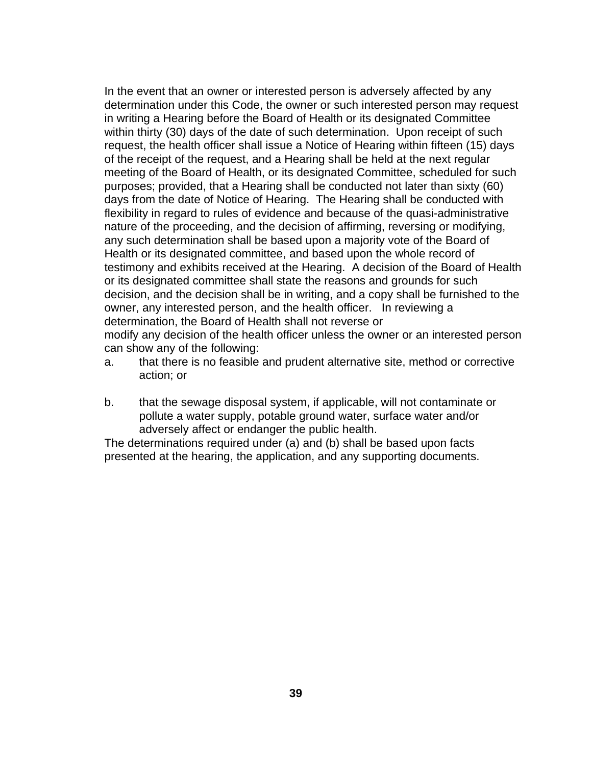In the event that an owner or interested person is adversely affected by any determination under this Code, the owner or such interested person may request in writing a Hearing before the Board of Health or its designated Committee within thirty (30) days of the date of such determination. Upon receipt of such request, the health officer shall issue a Notice of Hearing within fifteen (15) days of the receipt of the request, and a Hearing shall be held at the next regular meeting of the Board of Health, or its designated Committee, scheduled for such purposes; provided, that a Hearing shall be conducted not later than sixty (60) days from the date of Notice of Hearing. The Hearing shall be conducted with flexibility in regard to rules of evidence and because of the quasi-administrative nature of the proceeding, and the decision of affirming, reversing or modifying, any such determination shall be based upon a majority vote of the Board of Health or its designated committee, and based upon the whole record of testimony and exhibits received at the Hearing. A decision of the Board of Health or its designated committee shall state the reasons and grounds for such decision, and the decision shall be in writing, and a copy shall be furnished to the owner, any interested person, and the health officer. In reviewing a determination, the Board of Health shall not reverse or modify any decision of the health officer unless the owner or an interested person can show any of the following:

a. that there is no feasible and prudent alternative site, method or corrective action; or

b. that the sewage disposal system, if applicable, will not contaminate or pollute a water supply, potable ground water, surface water and/or adversely affect or endanger the public health.

The determinations required under (a) and (b) shall be based upon facts presented at the hearing, the application, and any supporting documents.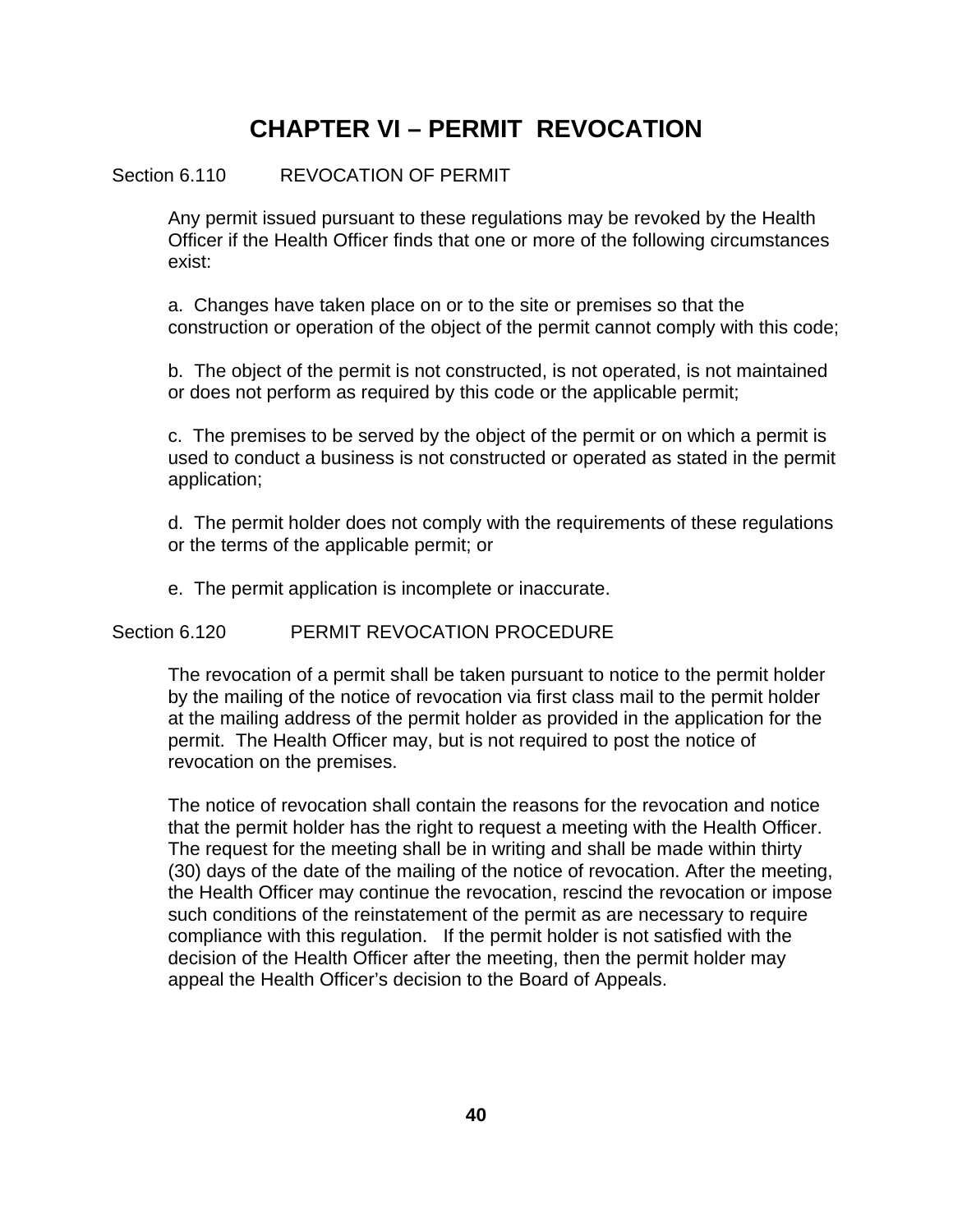# CHAPTER VI – PERMIT REVOCATION

## Section 6.110 REVOCATION OF PERMIT

Any permit issued pursuant to these regulations may be revoked by the Health Officer if the Health Officer finds that one or more of the following circumstances exist:

a. Changes have taken place on or to the site or premises so that the construction or operation of the object of the permit cannot comply with this code;

b. The object of the permit is not constructed, is not operated, is not maintained or does not perform as required by this code or the applicable permit;

c. The premises to be served by the object of the permit or on which a permit is used to conduct a business is not constructed or operated as stated in the permit application;

d. The permit holder does not comply with the requirements of these regulations or the terms of the applicable permit; or

e. The permit application is incomplete or inaccurate.

## Section 6.120 PERMIT REVOCATION PROCEDURE

The revocation of a permit shall be taken pursuant to notice to the permit holder by the mailing of the notice of revocation via first class mail to the permit holder at the mailing address of the permit holder as provided in the application for the permit. The Health Officer may, but is not required to post the notice of revocation on the premises.

The notice of revocation shall contain the reasons for the revocation and notice that the permit holder has the right to request a meeting with the Health Officer. The request for the meeting shall be in writing and shall be made within thirty (30) days of the date of the mailing of the notice of revocation. After the meeting, the Health Officer may continue the revocation, rescind the revocation or impose such conditions of the reinstatement of the permit as are necessary to require compliance with this regulation. If the permit holder is not satisfied with the decision of the Health Officer after the meeting, then the permit holder may appeal the Health Officer's decision to the Board of Appeals.